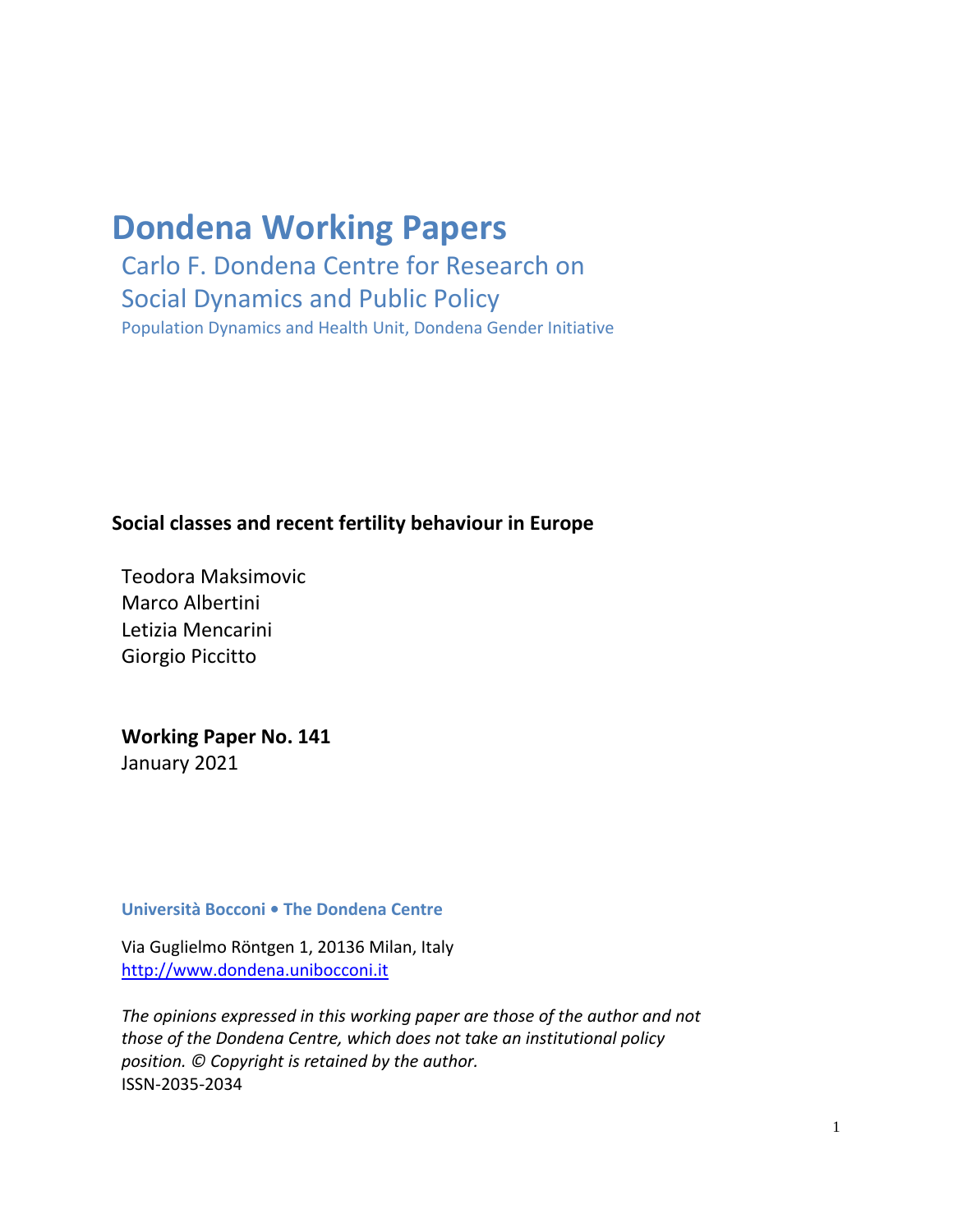# Dondena Working Papers

Carlo F. Dondena Centre for Research on Social Dynamics and Public Policy

Population Dynamics and Health Unit, Dondena Gender Initiative

**Social classes and recent fertility behaviour in Europe**

Teodora Maksimovic
Marco Albertini
Letizia Mencarini
Giorgio Piccitto

**Working Paper No. 141**
January 2021

**Università Bocconi • The Dondena Centre**

Via Guglielmo Röntgen 1, 20136 Milan, Italy
http://www.dondena.unibocconi.it

*The opinions expressed in this working paper are those of the author and not those of the Dondena Centre, which does not take an institutional policy position. © Copyright is retained by the author.*
ISSN-2035-2034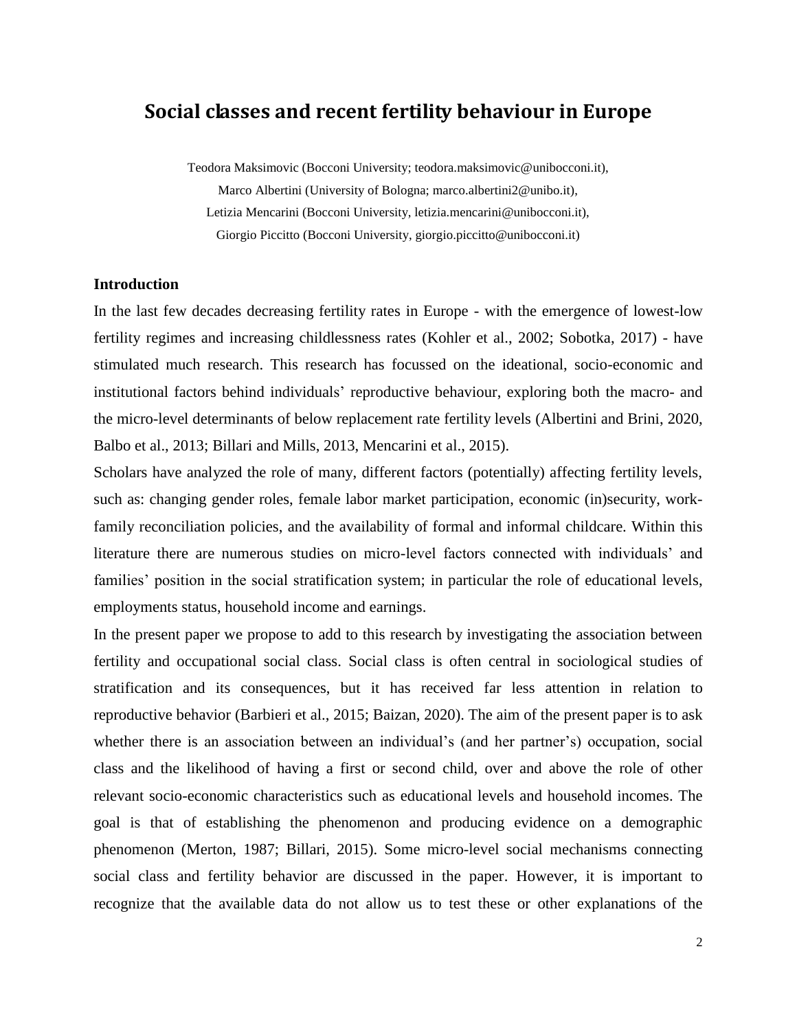# Social classes and recent fertility behaviour in Europe

Teodora Maksimovic (Bocconi University; teodora.maksimovic@unibocconi.it),
Marco Albertini (University of Bologna; marco.albertini2@unibo.it),
Letizia Mencarini (Bocconi University, letizia.mencarini@unibocconi.it),
Giorgio Piccitto (Bocconi University, giorgio.piccitto@unibocconi.it)

### Introduction

In the last few decades decreasing fertility rates in Europe - with the emergence of lowest-low fertility regimes and increasing childlessness rates (Kohler et al., 2002; Sobotka, 2017) - have stimulated much research. This research has focussed on the ideational, socio-economic and institutional factors behind individuals' reproductive behaviour, exploring both the macro- and the micro-level determinants of below replacement rate fertility levels (Albertini and Brini, 2020, Balbo et al., 2013; Billari and Mills, 2013, Mencarini et al., 2015).

Scholars have analyzed the role of many, different factors (potentially) affecting fertility levels, such as: changing gender roles, female labor market participation, economic (in)security, work-family reconciliation policies, and the availability of formal and informal childcare. Within this literature there are numerous studies on micro-level factors connected with individuals' and families' position in the social stratification system; in particular the role of educational levels, employments status, household income and earnings.

In the present paper we propose to add to this research by investigating the association between fertility and occupational social class. Social class is often central in sociological studies of stratification and its consequences, but it has received far less attention in relation to reproductive behavior (Barbieri et al., 2015; Baizan, 2020). The aim of the present paper is to ask whether there is an association between an individual's (and her partner's) occupation, social class and the likelihood of having a first or second child, over and above the role of other relevant socio-economic characteristics such as educational levels and household incomes. The goal is that of establishing the phenomenon and producing evidence on a demographic phenomenon (Merton, 1987; Billari, 2015). Some micro-level social mechanisms connecting social class and fertility behavior are discussed in the paper. However, it is important to recognize that the available data do not allow us to test these or other explanations of the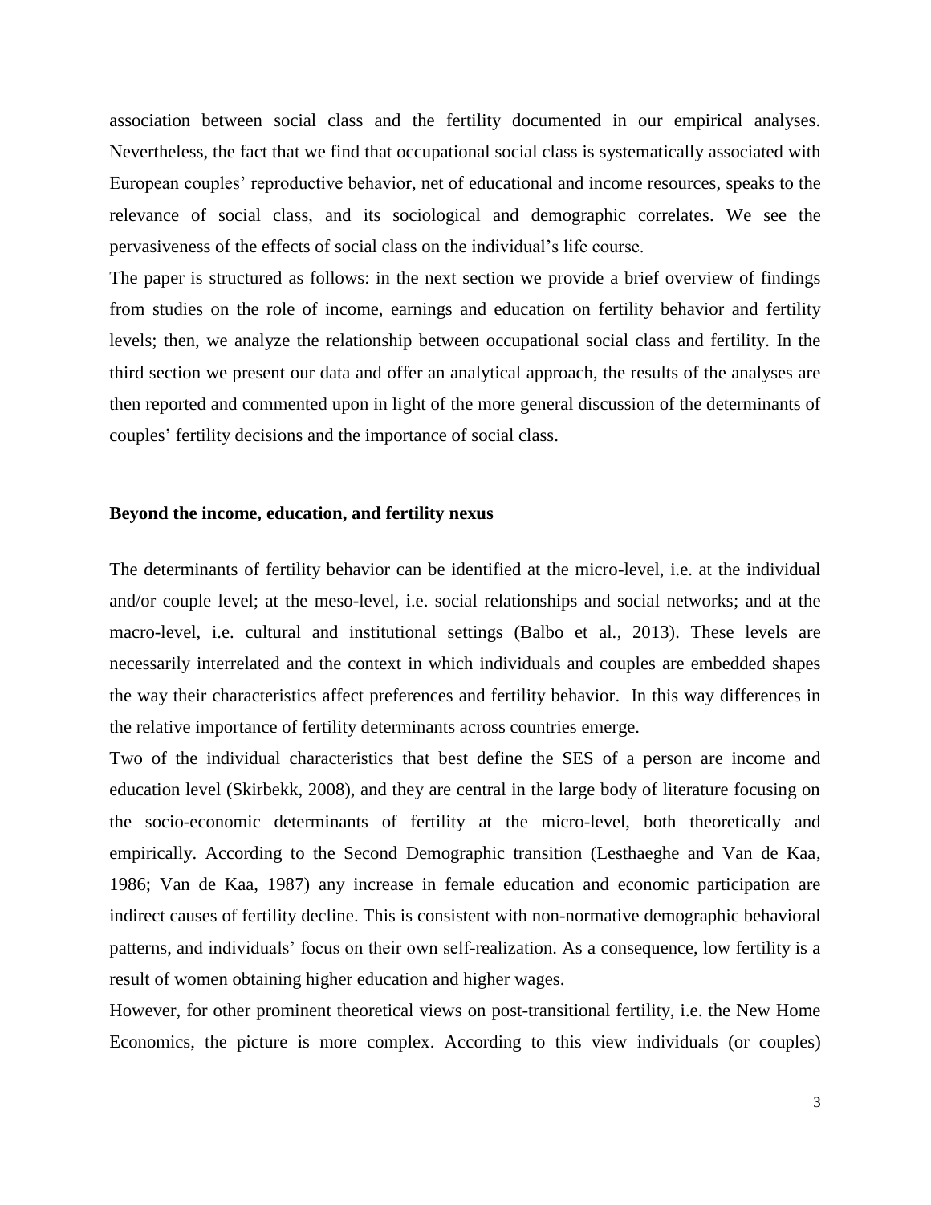association between social class and the fertility documented in our empirical analyses. Nevertheless, the fact that we find that occupational social class is systematically associated with European couples' reproductive behavior, net of educational and income resources, speaks to the relevance of social class, and its sociological and demographic correlates. We see the pervasiveness of the effects of social class on the individual's life course.

The paper is structured as follows: in the next section we provide a brief overview of findings from studies on the role of income, earnings and education on fertility behavior and fertility levels; then, we analyze the relationship between occupational social class and fertility. In the third section we present our data and offer an analytical approach, the results of the analyses are then reported and commented upon in light of the more general discussion of the determinants of couples' fertility decisions and the importance of social class.

## Beyond the income, education, and fertility nexus

The determinants of fertility behavior can be identified at the micro-level, i.e. at the individual and/or couple level; at the meso-level, i.e. social relationships and social networks; and at the macro-level, i.e. cultural and institutional settings (Balbo et al., 2013). These levels are necessarily interrelated and the context in which individuals and couples are embedded shapes the way their characteristics affect preferences and fertility behavior. In this way differences in the relative importance of fertility determinants across countries emerge.

Two of the individual characteristics that best define the SES of a person are income and education level (Skirbekk, 2008), and they are central in the large body of literature focusing on the socio-economic determinants of fertility at the micro-level, both theoretically and empirically. According to the Second Demographic transition (Lesthaeghe and Van de Kaa, 1986; Van de Kaa, 1987) any increase in female education and economic participation are indirect causes of fertility decline. This is consistent with non-normative demographic behavioral patterns, and individuals' focus on their own self-realization. As a consequence, low fertility is a result of women obtaining higher education and higher wages.

However, for other prominent theoretical views on post-transitional fertility, i.e. the New Home Economics, the picture is more complex. According to this view individuals (or couples)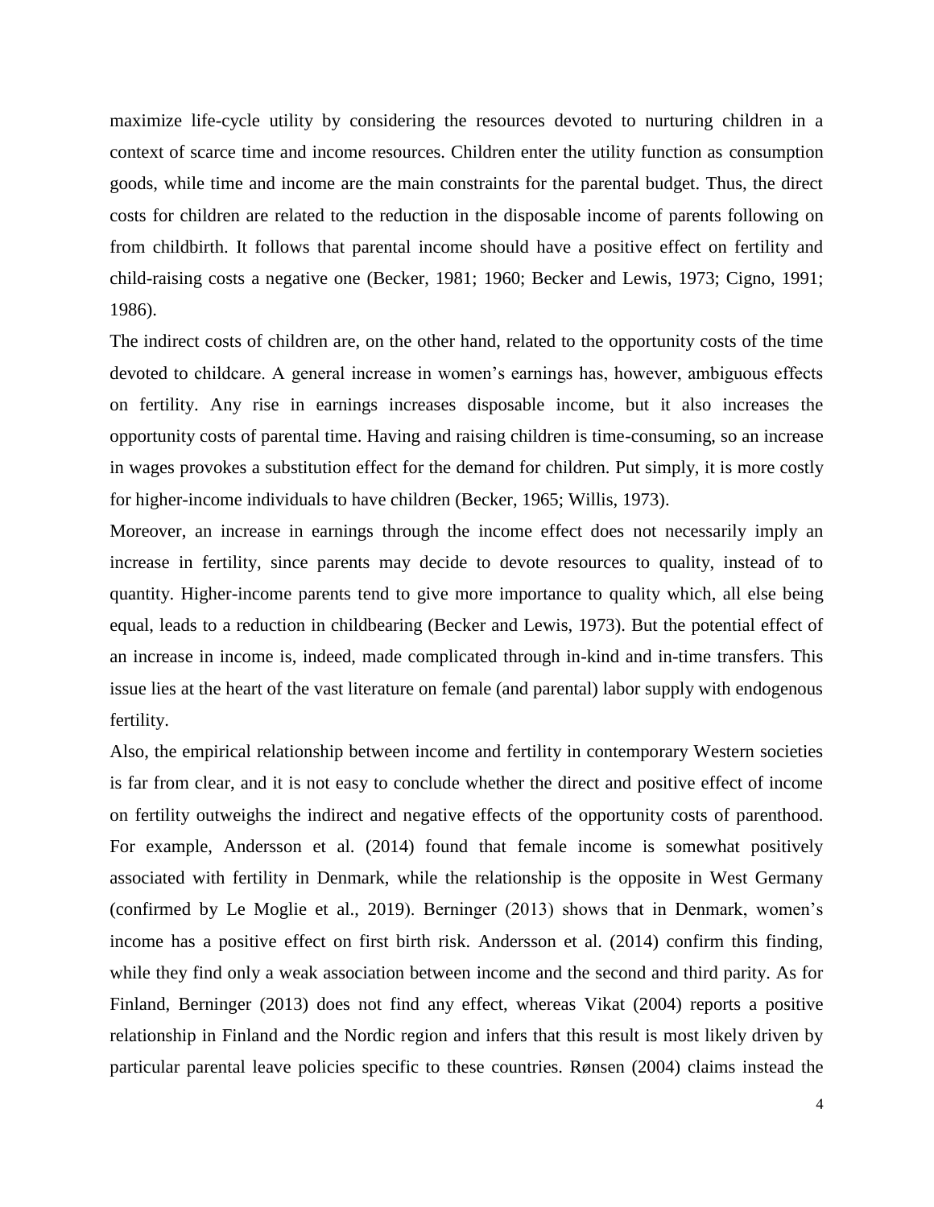maximize life-cycle utility by considering the resources devoted to nurturing children in a context of scarce time and income resources. Children enter the utility function as consumption goods, while time and income are the main constraints for the parental budget. Thus, the direct costs for children are related to the reduction in the disposable income of parents following on from childbirth. It follows that parental income should have a positive effect on fertility and child-raising costs a negative one (Becker, 1981; 1960; Becker and Lewis, 1973; Cigno, 1991; 1986).

The indirect costs of children are, on the other hand, related to the opportunity costs of the time devoted to childcare. A general increase in women's earnings has, however, ambiguous effects on fertility. Any rise in earnings increases disposable income, but it also increases the opportunity costs of parental time. Having and raising children is time-consuming, so an increase in wages provokes a substitution effect for the demand for children. Put simply, it is more costly for higher-income individuals to have children (Becker, 1965; Willis, 1973).

Moreover, an increase in earnings through the income effect does not necessarily imply an increase in fertility, since parents may decide to devote resources to quality, instead of to quantity. Higher-income parents tend to give more importance to quality which, all else being equal, leads to a reduction in childbearing (Becker and Lewis, 1973). But the potential effect of an increase in income is, indeed, made complicated through in-kind and in-time transfers. This issue lies at the heart of the vast literature on female (and parental) labor supply with endogenous fertility.

Also, the empirical relationship between income and fertility in contemporary Western societies is far from clear, and it is not easy to conclude whether the direct and positive effect of income on fertility outweighs the indirect and negative effects of the opportunity costs of parenthood. For example, Andersson et al. (2014) found that female income is somewhat positively associated with fertility in Denmark, while the relationship is the opposite in West Germany (confirmed by Le Moglie et al., 2019). Berninger (2013) shows that in Denmark, women's income has a positive effect on first birth risk. Andersson et al. (2014) confirm this finding, while they find only a weak association between income and the second and third parity. As for Finland, Berninger (2013) does not find any effect, whereas Vikat (2004) reports a positive relationship in Finland and the Nordic region and infers that this result is most likely driven by particular parental leave policies specific to these countries. Rønsen (2004) claims instead the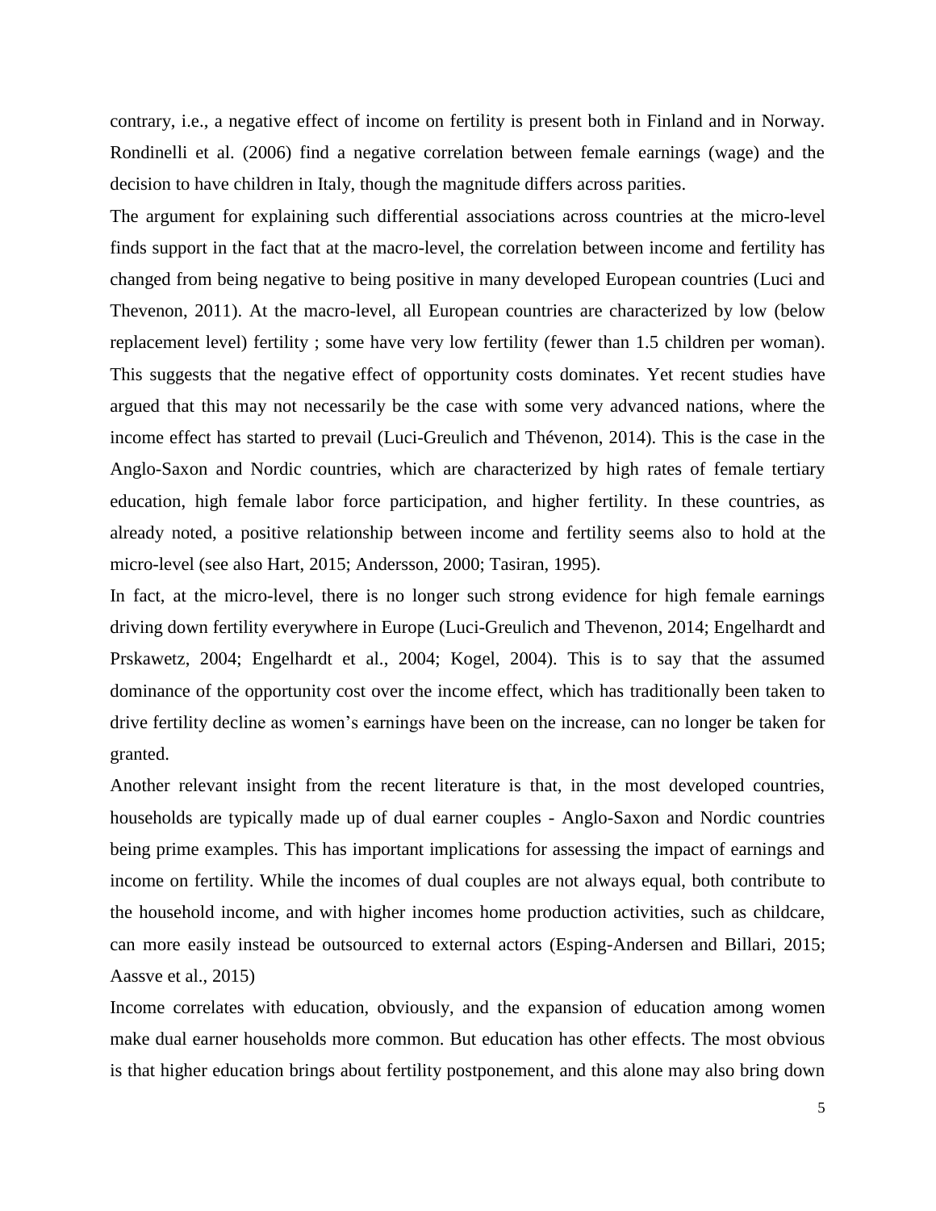contrary, i.e., a negative effect of income on fertility is present both in Finland and in Norway. Rondinelli et al. (2006) find a negative correlation between female earnings (wage) and the decision to have children in Italy, though the magnitude differs across parities.

The argument for explaining such differential associations across countries at the micro-level finds support in the fact that at the macro-level, the correlation between income and fertility has changed from being negative to being positive in many developed European countries (Luci and Thevenon, 2011). At the macro-level, all European countries are characterized by low (below replacement level) fertility ; some have very low fertility (fewer than 1.5 children per woman). This suggests that the negative effect of opportunity costs dominates. Yet recent studies have argued that this may not necessarily be the case with some very advanced nations, where the income effect has started to prevail (Luci-Greulich and Thévenon, 2014). This is the case in the Anglo-Saxon and Nordic countries, which are characterized by high rates of female tertiary education, high female labor force participation, and higher fertility. In these countries, as already noted, a positive relationship between income and fertility seems also to hold at the micro-level (see also Hart, 2015; Andersson, 2000; Tasiran, 1995).

In fact, at the micro-level, there is no longer such strong evidence for high female earnings driving down fertility everywhere in Europe (Luci-Greulich and Thevenon, 2014; Engelhardt and Prskawetz, 2004; Engelhardt et al., 2004; Kogel, 2004). This is to say that the assumed dominance of the opportunity cost over the income effect, which has traditionally been taken to drive fertility decline as women's earnings have been on the increase, can no longer be taken for granted.

Another relevant insight from the recent literature is that, in the most developed countries, households are typically made up of dual earner couples - Anglo-Saxon and Nordic countries being prime examples. This has important implications for assessing the impact of earnings and income on fertility. While the incomes of dual couples are not always equal, both contribute to the household income, and with higher incomes home production activities, such as childcare, can more easily instead be outsourced to external actors (Esping-Andersen and Billari, 2015; Aassve et al., 2015)

Income correlates with education, obviously, and the expansion of education among women make dual earner households more common. But education has other effects. The most obvious is that higher education brings about fertility postponement, and this alone may also bring down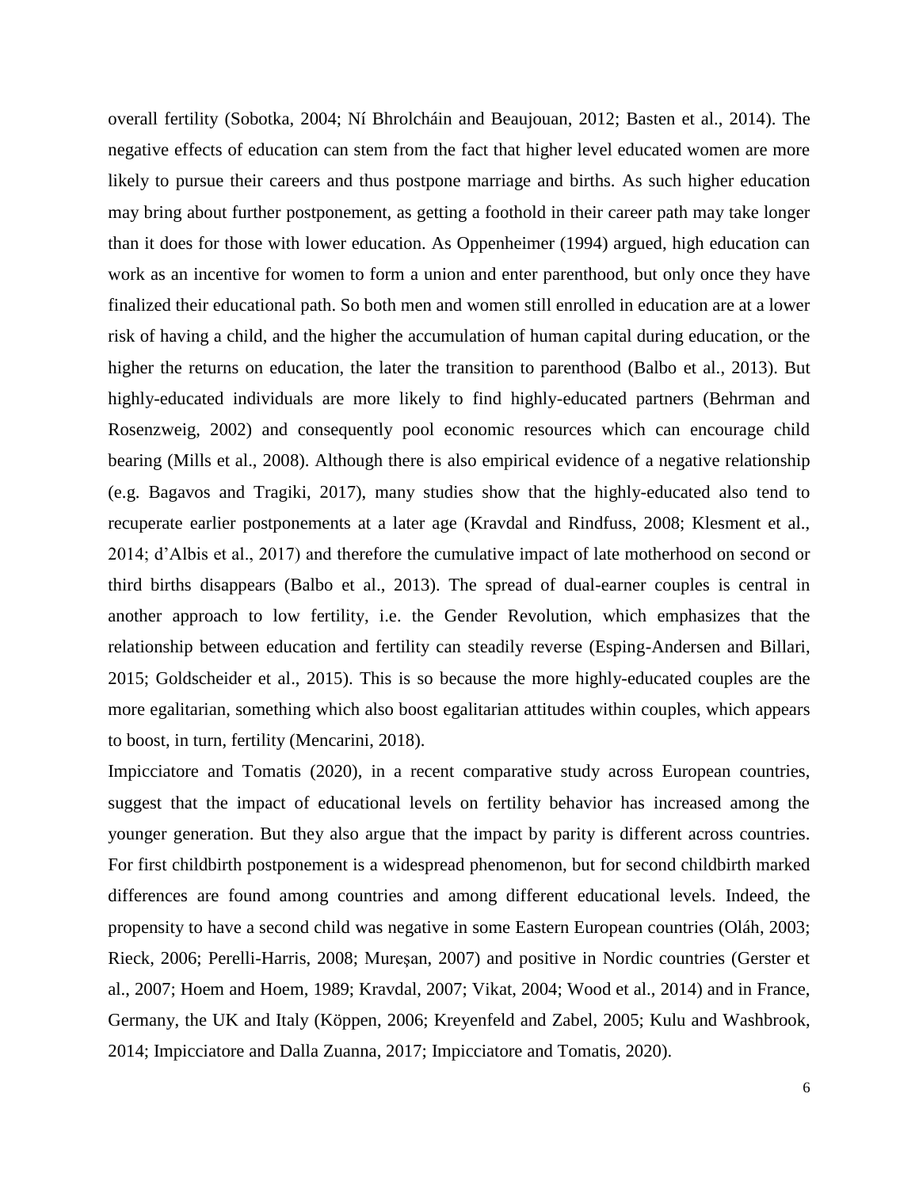overall fertility (Sobotka, 2004; Ní Bhrolcháin and Beaujouan, 2012; Basten et al., 2014). The negative effects of education can stem from the fact that higher level educated women are more likely to pursue their careers and thus postpone marriage and births. As such higher education may bring about further postponement, as getting a foothold in their career path may take longer than it does for those with lower education. As Oppenheimer (1994) argued, high education can work as an incentive for women to form a union and enter parenthood, but only once they have finalized their educational path. So both men and women still enrolled in education are at a lower risk of having a child, and the higher the accumulation of human capital during education, or the higher the returns on education, the later the transition to parenthood (Balbo et al., 2013). But highly-educated individuals are more likely to find highly-educated partners (Behrman and Rosenzweig, 2002) and consequently pool economic resources which can encourage child bearing (Mills et al., 2008). Although there is also empirical evidence of a negative relationship (e.g. Bagavos and Tragiki, 2017), many studies show that the highly-educated also tend to recuperate earlier postponements at a later age (Kravdal and Rindfuss, 2008; Klesment et al., 2014; d'Albis et al., 2017) and therefore the cumulative impact of late motherhood on second or third births disappears (Balbo et al., 2013). The spread of dual-earner couples is central in another approach to low fertility, i.e. the Gender Revolution, which emphasizes that the relationship between education and fertility can steadily reverse (Esping-Andersen and Billari, 2015; Goldscheider et al., 2015). This is so because the more highly-educated couples are the more egalitarian, something which also boost egalitarian attitudes within couples, which appears to boost, in turn, fertility (Mencarini, 2018).

Impicciatore and Tomatis (2020), in a recent comparative study across European countries, suggest that the impact of educational levels on fertility behavior has increased among the younger generation. But they also argue that the impact by parity is different across countries. For first childbirth postponement is a widespread phenomenon, but for second childbirth marked differences are found among countries and among different educational levels. Indeed, the propensity to have a second child was negative in some Eastern European countries (Oláh, 2003; Rieck, 2006; Perelli-Harris, 2008; Mureşan, 2007) and positive in Nordic countries (Gerster et al., 2007; Hoem and Hoem, 1989; Kravdal, 2007; Vikat, 2004; Wood et al., 2014) and in France, Germany, the UK and Italy (Köppen, 2006; Kreyenfeld and Zabel, 2005; Kulu and Washbrook, 2014; Impicciatore and Dalla Zuanna, 2017; Impicciatore and Tomatis, 2020).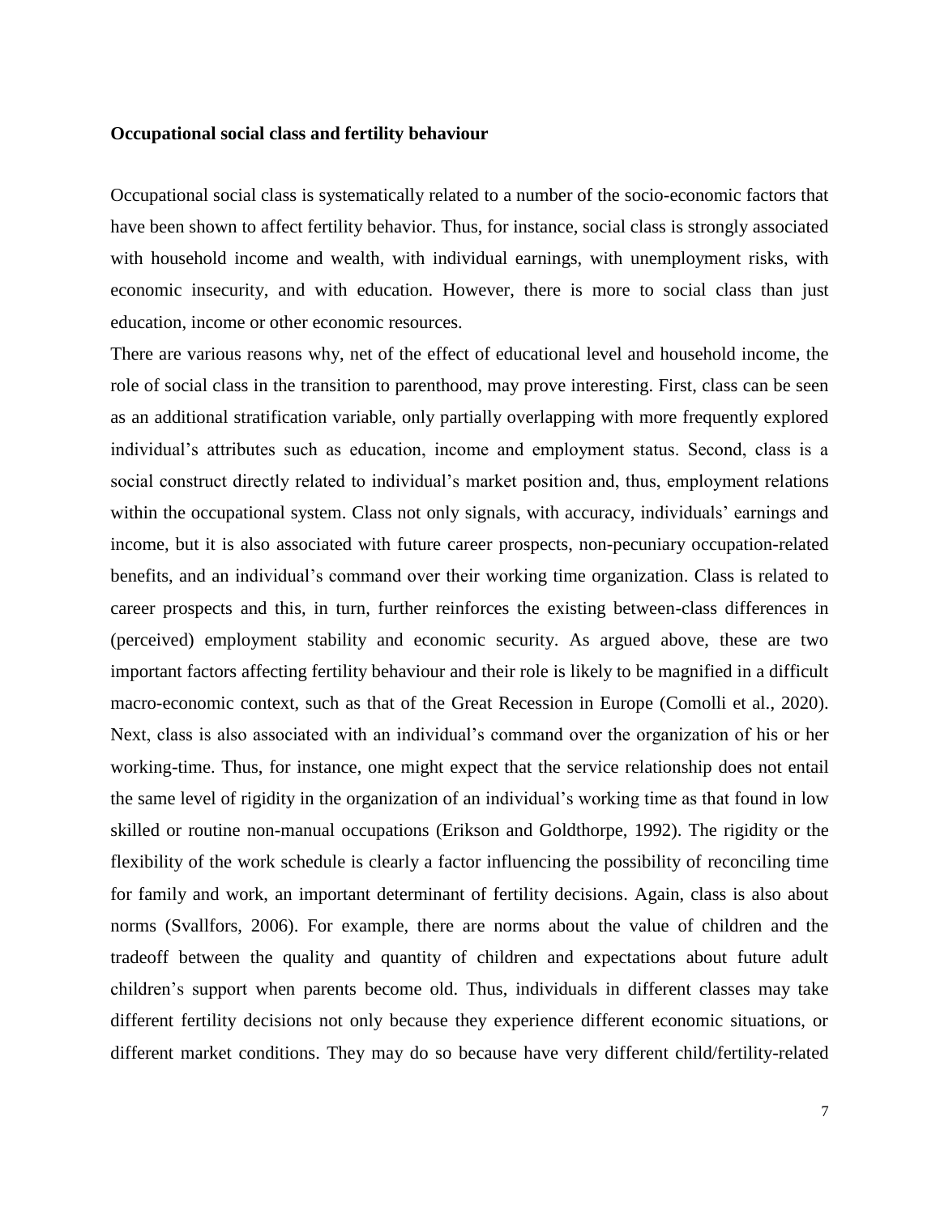**Occupational social class and fertility behaviour**

Occupational social class is systematically related to a number of the socio-economic factors that have been shown to affect fertility behavior. Thus, for instance, social class is strongly associated with household income and wealth, with individual earnings, with unemployment risks, with economic insecurity, and with education. However, there is more to social class than just education, income or other economic resources.

There are various reasons why, net of the effect of educational level and household income, the role of social class in the transition to parenthood, may prove interesting. First, class can be seen as an additional stratification variable, only partially overlapping with more frequently explored individual's attributes such as education, income and employment status. Second, class is a social construct directly related to individual's market position and, thus, employment relations within the occupational system. Class not only signals, with accuracy, individuals' earnings and income, but it is also associated with future career prospects, non-pecuniary occupation-related benefits, and an individual's command over their working time organization. Class is related to career prospects and this, in turn, further reinforces the existing between-class differences in (perceived) employment stability and economic security. As argued above, these are two important factors affecting fertility behaviour and their role is likely to be magnified in a difficult macro-economic context, such as that of the Great Recession in Europe (Comolli et al., 2020). Next, class is also associated with an individual's command over the organization of his or her working-time. Thus, for instance, one might expect that the service relationship does not entail the same level of rigidity in the organization of an individual's working time as that found in low skilled or routine non-manual occupations (Erikson and Goldthorpe, 1992). The rigidity or the flexibility of the work schedule is clearly a factor influencing the possibility of reconciling time for family and work, an important determinant of fertility decisions. Again, class is also about norms (Svallfors, 2006). For example, there are norms about the value of children and the tradeoff between the quality and quantity of children and expectations about future adult children's support when parents become old. Thus, individuals in different classes may take different fertility decisions not only because they experience different economic situations, or different market conditions. They may do so because have very different child/fertility-related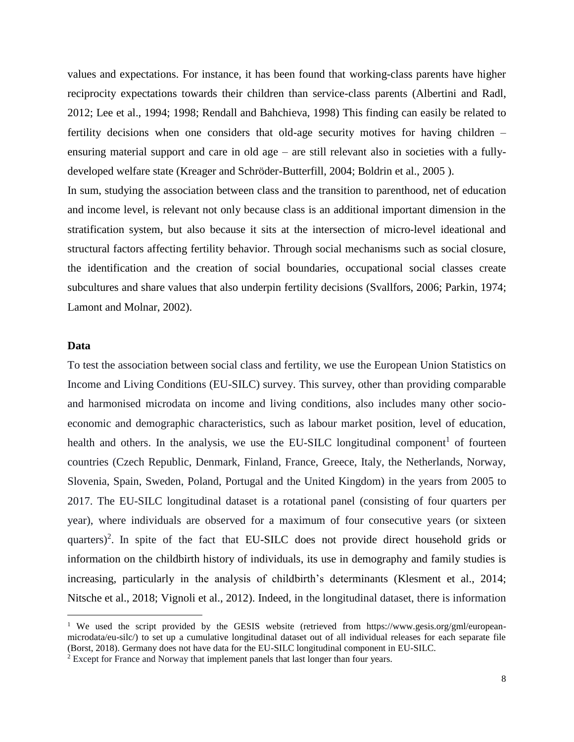values and expectations. For instance, it has been found that working-class parents have higher reciprocity expectations towards their children than service-class parents (Albertini and Radl, 2012; Lee et al., 1994; 1998; Rendall and Bahchieva, 1998) This finding can easily be related to fertility decisions when one considers that old-age security motives for having children – ensuring material support and care in old age – are still relevant also in societies with a fully-developed welfare state (Kreager and Schröder-Butterfill, 2004; Boldrin et al., 2005 ).

In sum, studying the association between class and the transition to parenthood, net of education and income level, is relevant not only because class is an additional important dimension in the stratification system, but also because it sits at the intersection of micro-level ideational and structural factors affecting fertility behavior. Through social mechanisms such as social closure, the identification and the creation of social boundaries, occupational social classes create subcultures and share values that also underpin fertility decisions (Svallfors, 2006; Parkin, 1974; Lamont and Molnar, 2002).

## Data

To test the association between social class and fertility, we use the European Union Statistics on Income and Living Conditions (EU-SILC) survey. This survey, other than providing comparable and harmonised microdata on income and living conditions, also includes many other socio-economic and demographic characteristics, such as labour market position, level of education, health and others. In the analysis, we use the EU-SILC longitudinal component[1] of fourteen countries (Czech Republic, Denmark, Finland, France, Greece, Italy, the Netherlands, Norway, Slovenia, Spain, Sweden, Poland, Portugal and the United Kingdom) in the years from 2005 to 2017. The EU-SILC longitudinal dataset is a rotational panel (consisting of four quarters per year), where individuals are observed for a maximum of four consecutive years (or sixteen quarters)[2]. In spite of the fact that EU-SILC does not provide direct household grids or information on the childbirth history of individuals, its use in demography and family studies is increasing, particularly in the analysis of childbirth's determinants (Klesment et al., 2014; Nitsche et al., 2018; Vignoli et al., 2012). Indeed, in the longitudinal dataset, there is information

[1] We used the script provided by the GESIS website (retrieved from https://www.gesis.org/gml/european-microdata/eu-silc/) to set up a cumulative longitudinal dataset out of all individual releases for each separate file (Borst, 2018). Germany does not have data for the EU-SILC longitudinal component in EU-SILC.

[2] Except for France and Norway that implement panels that last longer than four years.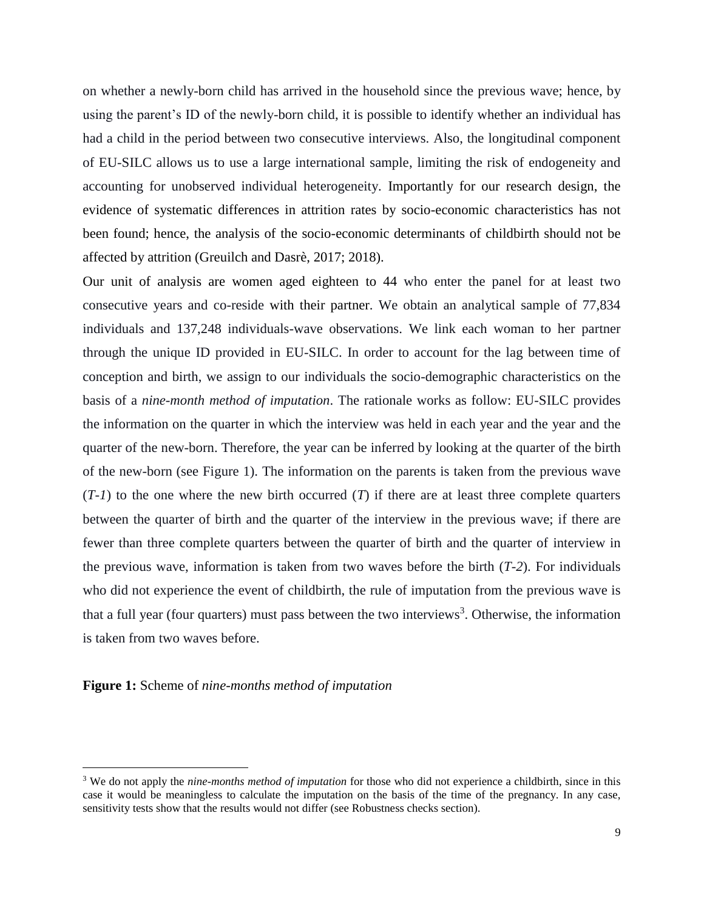on whether a newly-born child has arrived in the household since the previous wave; hence, by using the parent's ID of the newly-born child, it is possible to identify whether an individual has had a child in the period between two consecutive interviews. Also, the longitudinal component of EU-SILC allows us to use a large international sample, limiting the risk of endogeneity and accounting for unobserved individual heterogeneity. Importantly for our research design, the evidence of systematic differences in attrition rates by socio-economic characteristics has not been found; hence, the analysis of the socio-economic determinants of childbirth should not be affected by attrition (Greuilch and Dasrè, 2017; 2018).

Our unit of analysis are women aged eighteen to 44 who enter the panel for at least two consecutive years and co-reside with their partner. We obtain an analytical sample of 77,834 individuals and 137,248 individuals-wave observations. We link each woman to her partner through the unique ID provided in EU-SILC. In order to account for the lag between time of conception and birth, we assign to our individuals the socio-demographic characteristics on the basis of a *nine-month method of imputation*. The rationale works as follow: EU-SILC provides the information on the quarter in which the interview was held in each year and the year and the quarter of the new-born. Therefore, the year can be inferred by looking at the quarter of the birth of the new-born (see Figure 1). The information on the parents is taken from the previous wave (*T-1*) to the one where the new birth occurred (*T*) if there are at least three complete quarters between the quarter of birth and the quarter of the interview in the previous wave; if there are fewer than three complete quarters between the quarter of birth and the quarter of interview in the previous wave, information is taken from two waves before the birth (*T-2*). For individuals who did not experience the event of childbirth, the rule of imputation from the previous wave is that a full year (four quarters) must pass between the two interviews[3]. Otherwise, the information is taken from two waves before.

**Figure 1:** Scheme of *nine-months method of imputation*

[3] We do not apply the *nine-months method of imputation* for those who did not experience a childbirth, since in this case it would be meaningless to calculate the imputation on the basis of the time of the pregnancy. In any case, sensitivity tests show that the results would not differ (see Robustness checks section).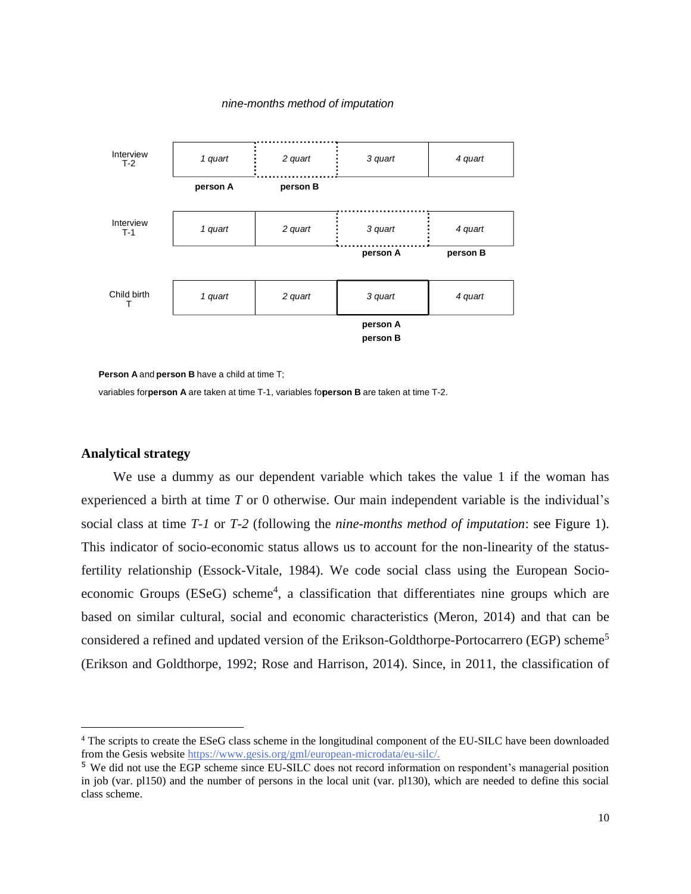*nine-months method of imputation*

| | | | | |
|---|---|---|---|---|
| Interview T-2 | *1 quart* | *2 quart* | *3 quart* | *4 quart* |
| | **person A** | **person B** | | |
| Interview T-1 | *1 quart* | *2 quart* | *3 quart* | *4 quart* |
| | | | **person A** | **person B** |
| Child birth T | *1 quart* | *2 quart* | *3 quart* | *4 quart* |
| | | | **person A** **person B** | |

**Person A** and **person B** have a child at time T;

variables for**person A** are taken at time T-1, variables fo**person B** are taken at time T-2.

## Analytical strategy

We use a dummy as our dependent variable which takes the value 1 if the woman has experienced a birth at time *T* or 0 otherwise. Our main independent variable is the individual's social class at time *T-1* or *T-2* (following the *nine-months method of imputation*: see Figure 1). This indicator of socio-economic status allows us to account for the non-linearity of the status-fertility relationship (Essock-Vitale, 1984). We code social class using the European Socio-economic Groups (ESeG) scheme[4], a classification that differentiates nine groups which are based on similar cultural, social and economic characteristics (Meron, 2014) and that can be considered a refined and updated version of the Erikson-Goldthorpe-Portocarrero (EGP) scheme[5] (Erikson and Goldthorpe, 1992; Rose and Harrison, 2014). Since, in 2011, the classification of

---

[4] The scripts to create the ESeG class scheme in the longitudinal component of the EU-SILC have been downloaded from the Gesis website https://www.gesis.org/gml/european-microdata/eu-silc/.

[5] We did not use the EGP scheme since EU-SILC does not record information on respondent's managerial position in job (var. pl150) and the number of persons in the local unit (var. pl130), which are needed to define this social class scheme.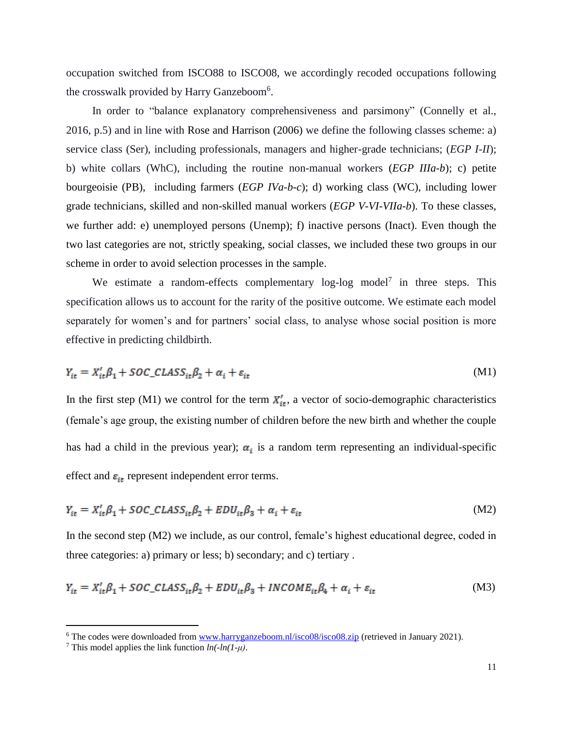occupation switched from ISCO88 to ISCO08, we accordingly recoded occupations following the crosswalk provided by Harry Ganzeboom[6].

In order to "balance explanatory comprehensiveness and parsimony" (Connelly et al., 2016, p.5) and in line with Rose and Harrison (2006) we define the following classes scheme: a) service class (Ser), including professionals, managers and higher-grade technicians; (*EGP I-II*); b) white collars (WhC), including the routine non-manual workers (*EGP IIIa-b*); c) petite bourgeoisie (PB), including farmers (*EGP IVa-b-c*); d) working class (WC), including lower grade technicians, skilled and non-skilled manual workers (*EGP V-VI-VIIa-b*). To these classes, we further add: e) unemployed persons (Unemp); f) inactive persons (Inact). Even though the two last categories are not, strictly speaking, social classes, we included these two groups in our scheme in order to avoid selection processes in the sample.

We estimate a random-effects complementary log-log model[7] in three steps. This specification allows us to account for the rarity of the positive outcome. We estimate each model separately for women's and for partners' social class, to analyse whose social position is more effective in predicting childbirth.

$$Y_{it} = X'_{it}\beta_1 + SOC\_CLASS_{it}\beta_2 + \alpha_i + \varepsilon_{it} \tag{M1}$$

In the first step (M1) we control for the term $X'_{it}$, a vector of socio-demographic characteristics (female's age group, the existing number of children before the new birth and whether the couple has had a child in the previous year); $\alpha_i$ is a random term representing an individual-specific effect and $\varepsilon_{it}$ represent independent error terms.

$$Y_{it} = X'_{it}\beta_1 + SOC\_CLASS_{it}\beta_2 + EDU_{it}\beta_3 + \alpha_i + \varepsilon_{it} \tag{M2}$$

In the second step (M2) we include, as our control, female's highest educational degree, coded in three categories: a) primary or less; b) secondary; and c) tertiary .

$$Y_{it} = X'_{it}\beta_1 + SOC\_CLASS_{it}\beta_2 + EDU_{it}\beta_3 + INCOME_{it}\beta_4 + \alpha_i + \varepsilon_{it} \tag{M3}$$

---

[6] The codes were downloaded from www.harryganzeboom.nl/isco08/isco08.zip (retrieved in January 2021).

[7] This model applies the link function $ln(-ln(1-\mu))$.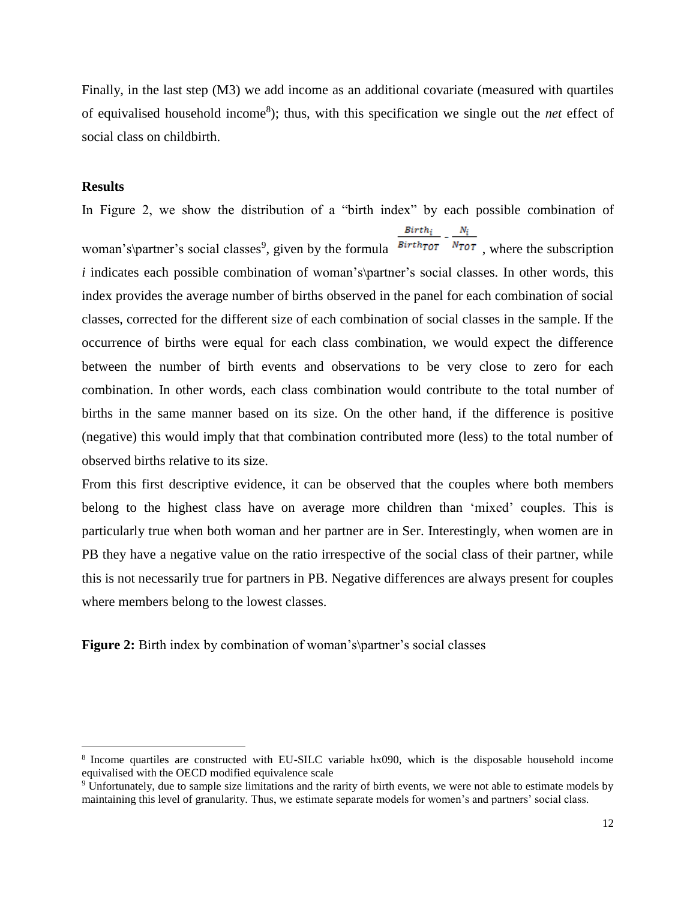Finally, in the last step (M3) we add income as an additional covariate (measured with quartiles of equivalised household income[8]); thus, with this specification we single out the *net* effect of social class on childbirth.

**Results**

In Figure 2, we show the distribution of a "birth index" by each possible combination of woman's\partner's social classes[9], given by the formula $\frac{Birth_i}{Birth_{TOT}} - \frac{N_i}{N_{TOT}}$, where the subscription *i* indicates each possible combination of woman's\partner's social classes. In other words, this index provides the average number of births observed in the panel for each combination of social classes, corrected for the different size of each combination of social classes in the sample. If the occurrence of births were equal for each class combination, we would expect the difference between the number of birth events and observations to be very close to zero for each combination. In other words, each class combination would contribute to the total number of births in the same manner based on its size. On the other hand, if the difference is positive (negative) this would imply that that combination contributed more (less) to the total number of observed births relative to its size.

From this first descriptive evidence, it can be observed that the couples where both members belong to the highest class have on average more children than 'mixed' couples. This is particularly true when both woman and her partner are in Ser. Interestingly, when women are in PB they have a negative value on the ratio irrespective of the social class of their partner, while this is not necessarily true for partners in PB. Negative differences are always present for couples where members belong to the lowest classes.

**Figure 2:** Birth index by combination of woman's\partner's social classes

[8] Income quartiles are constructed with EU-SILC variable hx090, which is the disposable household income equivalised with the OECD modified equivalence scale

[9] Unfortunately, due to sample size limitations and the rarity of birth events, we were not able to estimate models by maintaining this level of granularity. Thus, we estimate separate models for women's and partners' social class.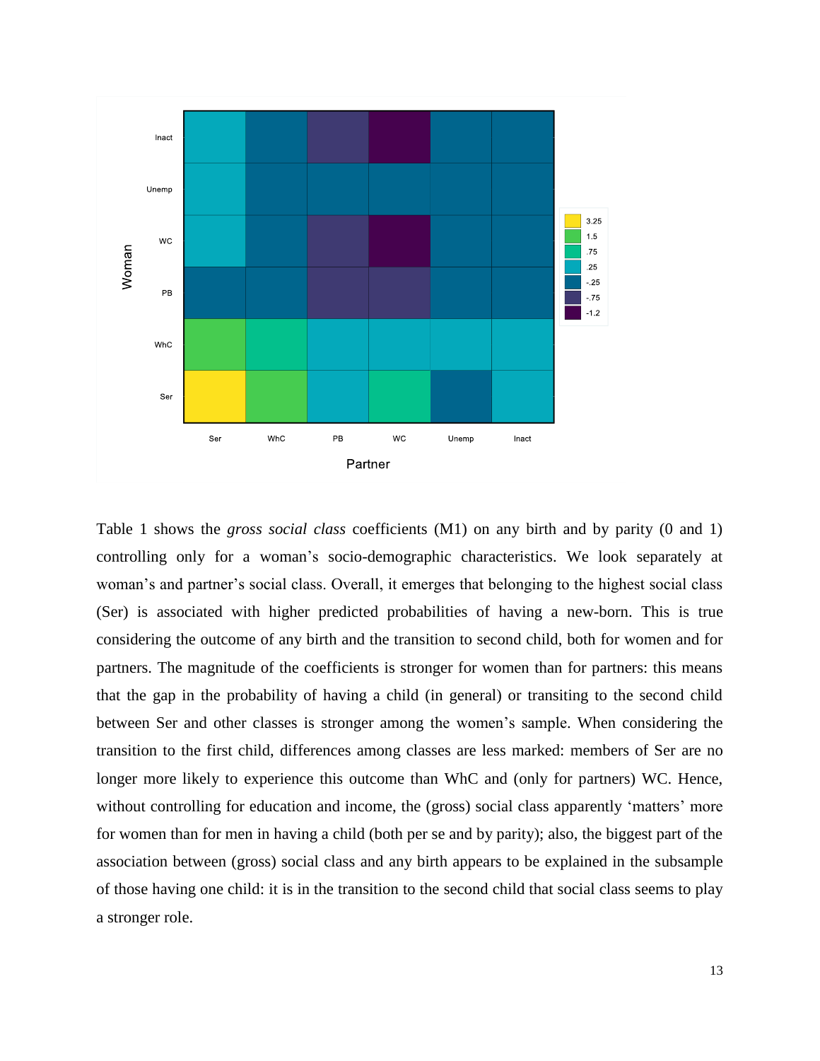Table 1 shows the *gross social class* coefficients (M1) on any birth and by parity (0 and 1) controlling only for a woman's socio-demographic characteristics. We look separately at woman's and partner's social class. Overall, it emerges that belonging to the highest social class (Ser) is associated with higher predicted probabilities of having a new-born. This is true considering the outcome of any birth and the transition to second child, both for women and for partners. The magnitude of the coefficients is stronger for women than for partners: this means that the gap in the probability of having a child (in general) or transiting to the second child between Ser and other classes is stronger among the women's sample. When considering the transition to the first child, differences among classes are less marked: members of Ser are no longer more likely to experience this outcome than WhC and (only for partners) WC. Hence, without controlling for education and income, the (gross) social class apparently 'matters' more for women than for men in having a child (both per se and by parity); also, the biggest part of the association between (gross) social class and any birth appears to be explained in the subsample of those having one child: it is in the transition to the second child that social class seems to play a stronger role.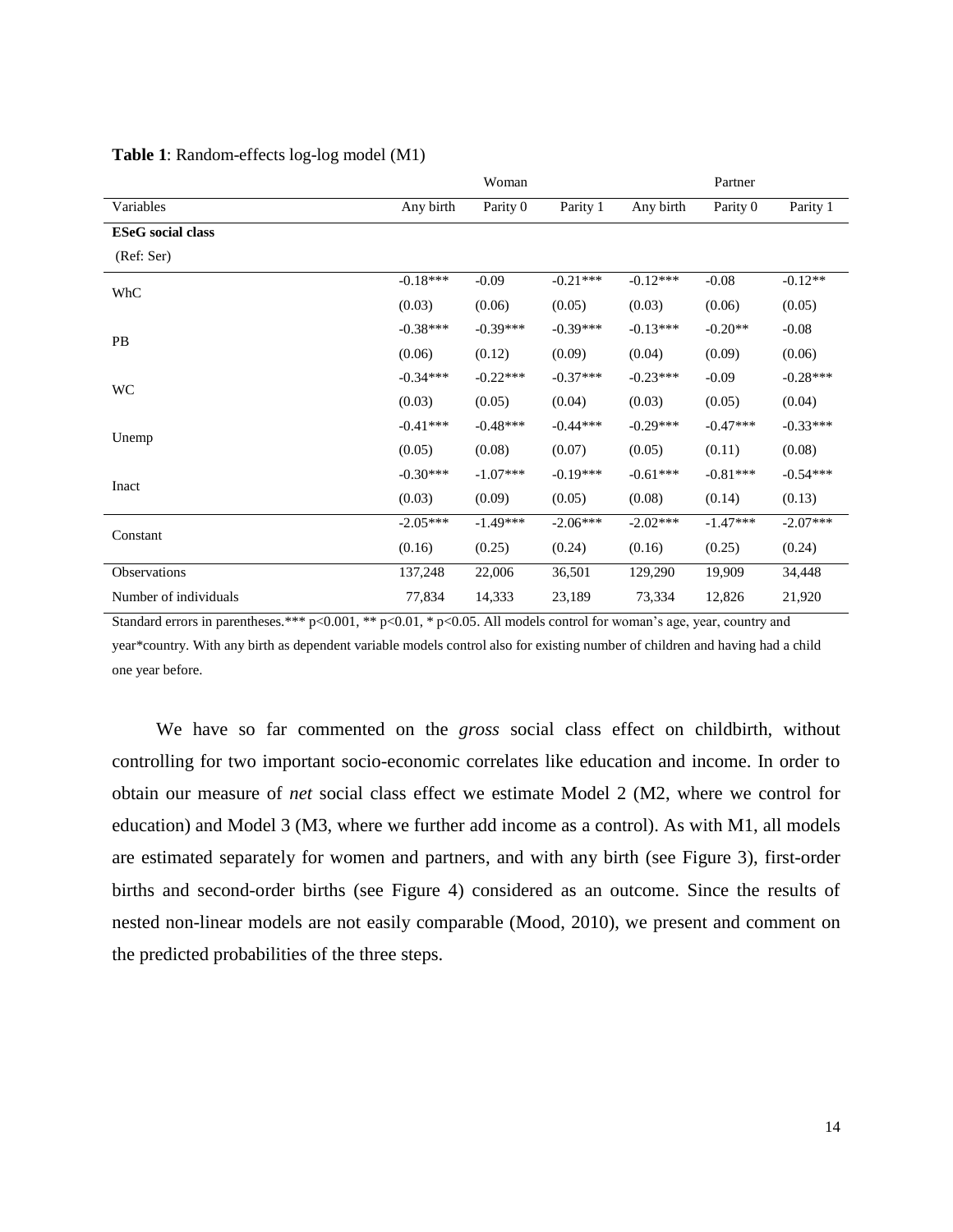**Table 1**: Random-effects log-log model (M1)

| | Woman | | | Partner | | |
|---|---|---|---|---|---|---|
| Variables | Any birth | Parity 0 | Parity 1 | Any birth | Parity 0 | Parity 1 |
| **ESeG social class** | | | | | | |
| (Ref: Ser) | | | | | | |
| WhC | -0.18*** | -0.09 | -0.21*** | -0.12*** | -0.08 | -0.12** |
| | (0.03) | (0.06) | (0.05) | (0.03) | (0.06) | (0.05) |
| PB | -0.38*** | -0.39*** | -0.39*** | -0.13*** | -0.20** | -0.08 |
| | (0.06) | (0.12) | (0.09) | (0.04) | (0.09) | (0.06) |
| WC | -0.34*** | -0.22*** | -0.37*** | -0.23*** | -0.09 | -0.28*** |
| | (0.03) | (0.05) | (0.04) | (0.03) | (0.05) | (0.04) |
| Unemp | -0.41*** | -0.48*** | -0.44*** | -0.29*** | -0.47*** | -0.33*** |
| | (0.05) | (0.08) | (0.07) | (0.05) | (0.11) | (0.08) |
| Inact | -0.30*** | -1.07*** | -0.19*** | -0.61*** | -0.81*** | -0.54*** |
| | (0.03) | (0.09) | (0.05) | (0.08) | (0.14) | (0.13) |
| Constant | -2.05*** | -1.49*** | -2.06*** | -2.02*** | -1.47*** | -2.07*** |
| | (0.16) | (0.25) | (0.24) | (0.16) | (0.25) | (0.24) |
| Observations | 137,248 | 22,006 | 36,501 | 129,290 | 19,909 | 34,448 |
| Number of individuals | 77,834 | 14,333 | 23,189 | 73,334 | 12,826 | 21,920 |

Standard errors in parentheses.*** p<0.001, ** p<0.01, * p<0.05. All models control for woman's age, year, country and year*country. With any birth as dependent variable models control also for existing number of children and having had a child one year before.

We have so far commented on the *gross* social class effect on childbirth, without controlling for two important socio-economic correlates like education and income. In order to obtain our measure of *net* social class effect we estimate Model 2 (M2, where we control for education) and Model 3 (M3, where we further add income as a control). As with M1, all models are estimated separately for women and partners, and with any birth (see Figure 3), first-order births and second-order births (see Figure 4) considered as an outcome. Since the results of nested non-linear models are not easily comparable (Mood, 2010), we present and comment on the predicted probabilities of the three steps.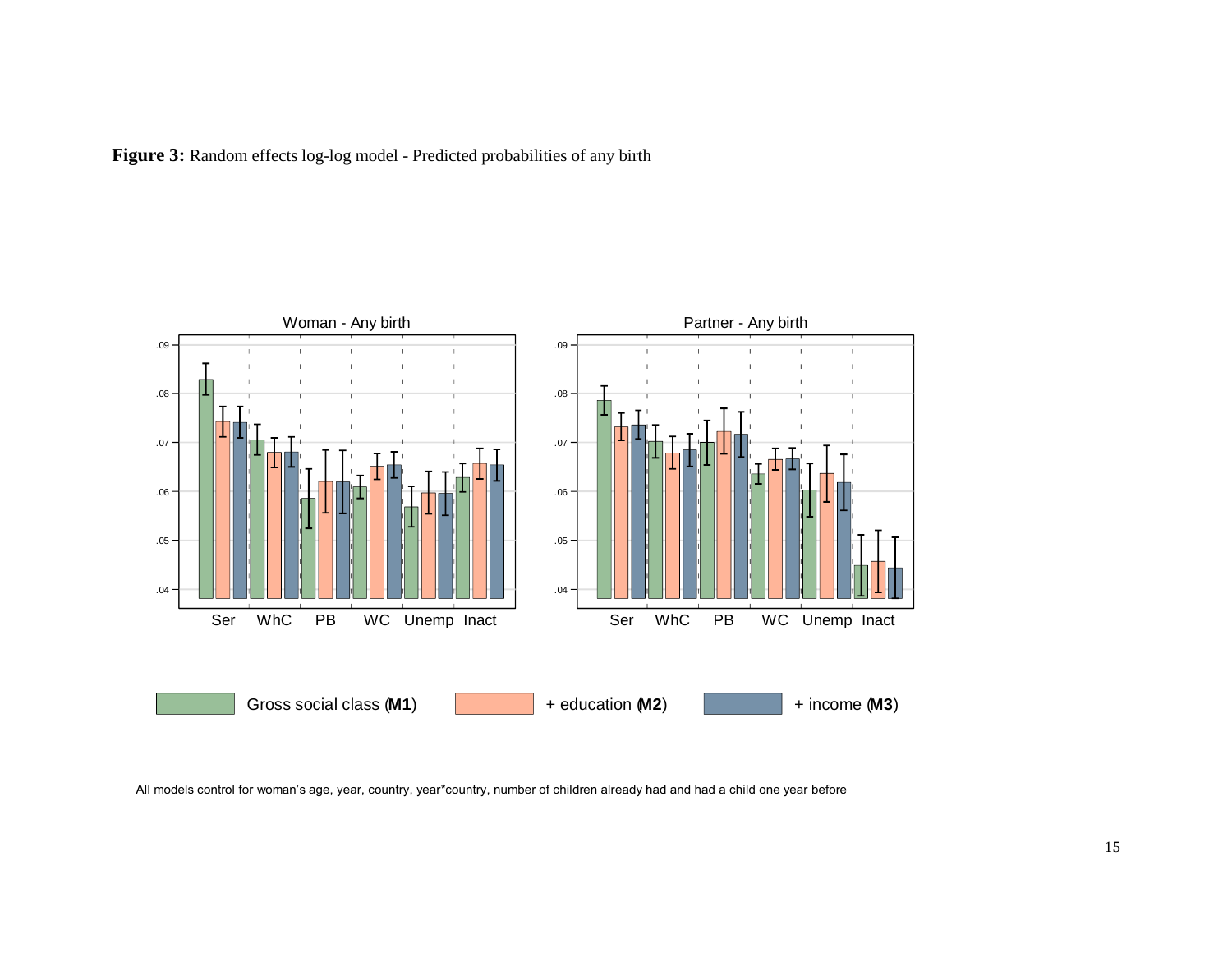**Figure 3:** Random effects log-log model - Predicted probabilities of any birth

All models control for woman's age, year, country, year*country, number of children already had and had a child one year before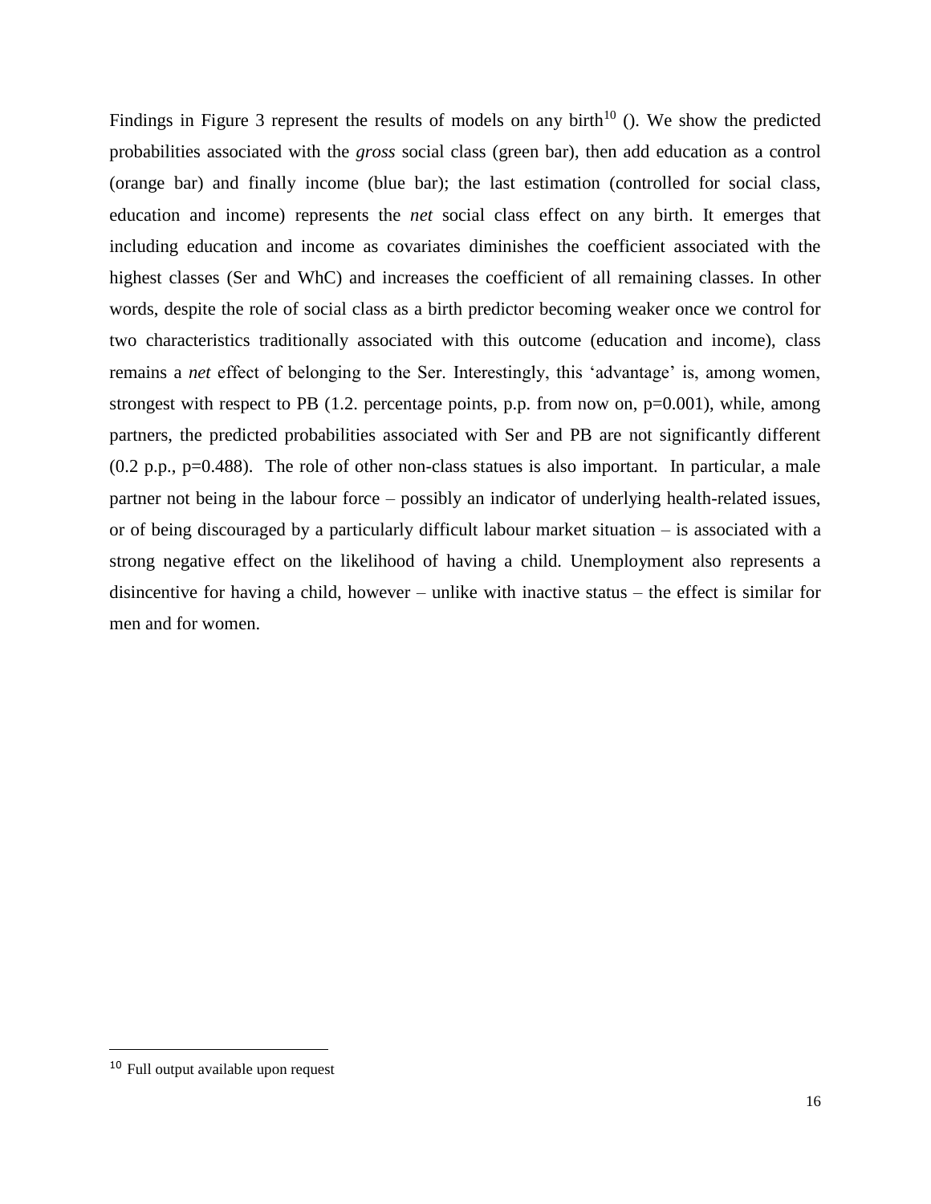Findings in Figure 3 represent the results of models on any birth[10] (). We show the predicted probabilities associated with the *gross* social class (green bar), then add education as a control (orange bar) and finally income (blue bar); the last estimation (controlled for social class, education and income) represents the *net* social class effect on any birth. It emerges that including education and income as covariates diminishes the coefficient associated with the highest classes (Ser and WhC) and increases the coefficient of all remaining classes. In other words, despite the role of social class as a birth predictor becoming weaker once we control for two characteristics traditionally associated with this outcome (education and income), class remains a *net* effect of belonging to the Ser. Interestingly, this 'advantage' is, among women, strongest with respect to PB (1.2. percentage points, p.p. from now on, p=0.001), while, among partners, the predicted probabilities associated with Ser and PB are not significantly different (0.2 p.p., p=0.488). The role of other non-class statues is also important. In particular, a male partner not being in the labour force – possibly an indicator of underlying health-related issues, or of being discouraged by a particularly difficult labour market situation – is associated with a strong negative effect on the likelihood of having a child. Unemployment also represents a disincentive for having a child, however – unlike with inactive status – the effect is similar for men and for women.

[10] Full output available upon request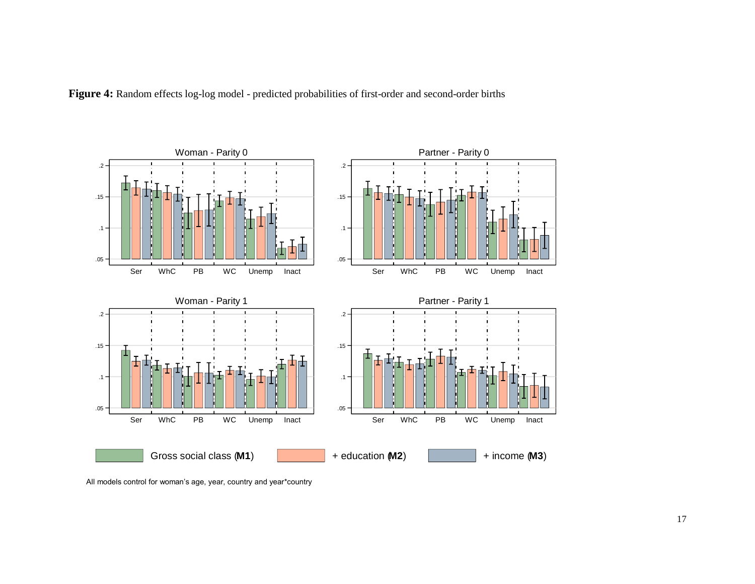**Figure 4:** Random effects log-log model - predicted probabilities of first-order and second-order births

All models control for woman's age, year, country and year*country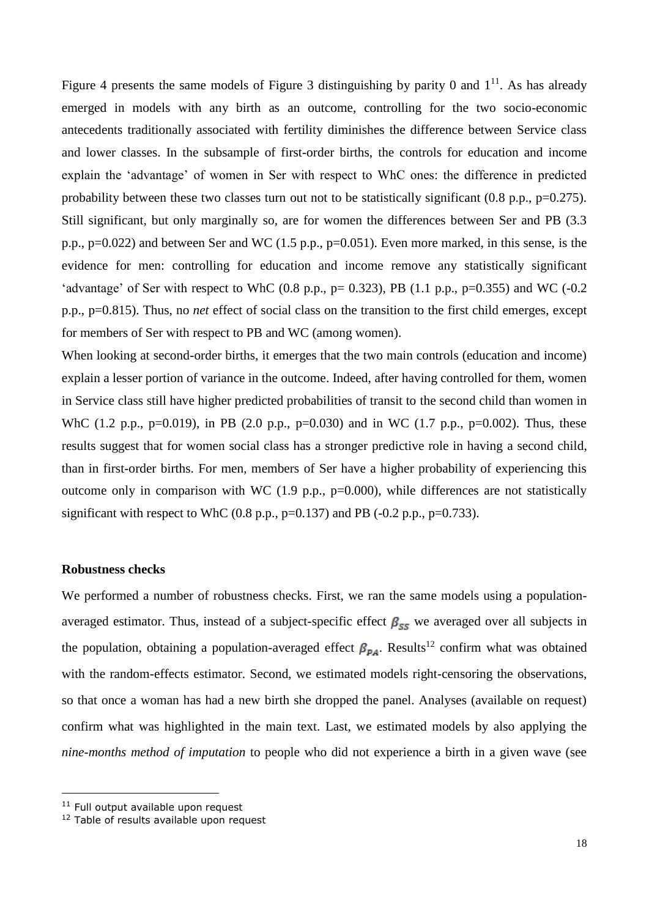Figure 4 presents the same models of Figure 3 distinguishing by parity 0 and 1[11]. As has already emerged in models with any birth as an outcome, controlling for the two socio-economic antecedents traditionally associated with fertility diminishes the difference between Service class and lower classes. In the subsample of first-order births, the controls for education and income explain the 'advantage' of women in Ser with respect to WhC ones: the difference in predicted probability between these two classes turn out not to be statistically significant (0.8 p.p., p=0.275). Still significant, but only marginally so, are for women the differences between Ser and PB (3.3 p.p., p=0.022) and between Ser and WC (1.5 p.p., p=0.051). Even more marked, in this sense, is the evidence for men: controlling for education and income remove any statistically significant 'advantage' of Ser with respect to WhC (0.8 p.p., p= 0.323), PB (1.1 p.p., p=0.355) and WC (-0.2 p.p., p=0.815). Thus, no *net* effect of social class on the transition to the first child emerges, except for members of Ser with respect to PB and WC (among women).

When looking at second-order births, it emerges that the two main controls (education and income) explain a lesser portion of variance in the outcome. Indeed, after having controlled for them, women in Service class still have higher predicted probabilities of transit to the second child than women in WhC (1.2 p.p., p=0.019), in PB (2.0 p.p., p=0.030) and in WC (1.7 p.p., p=0.002). Thus, these results suggest that for women social class has a stronger predictive role in having a second child, than in first-order births. For men, members of Ser have a higher probability of experiencing this outcome only in comparison with WC (1.9 p.p., p=0.000), while differences are not statistically significant with respect to WhC (0.8 p.p., p=0.137) and PB (-0.2 p.p., p=0.733).

### Robustness checks

We performed a number of robustness checks. First, we ran the same models using a population-averaged estimator. Thus, instead of a subject-specific effect $\beta_{SS}$ we averaged over all subjects in the population, obtaining a population-averaged effect $\beta_{PA}$. Results[12] confirm what was obtained with the random-effects estimator. Second, we estimated models right-censoring the observations, so that once a woman has had a new birth she dropped the panel. Analyses (available on request) confirm what was highlighted in the main text. Last, we estimated models by also applying the *nine-months method of imputation* to people who did not experience a birth in a given wave (see

[11] Full output available upon request

[12] Table of results available upon request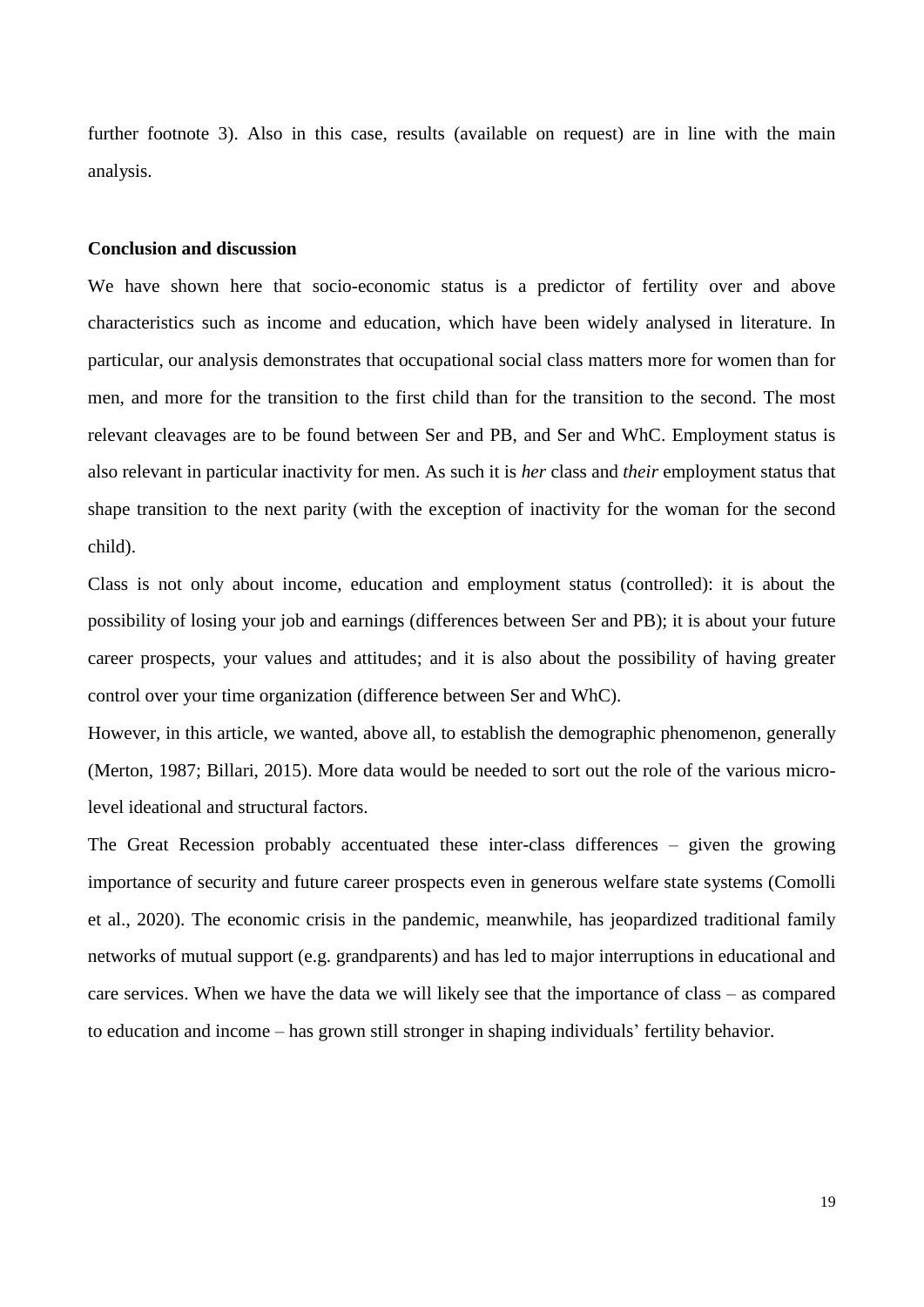further footnote 3). Also in this case, results (available on request) are in line with the main analysis.

**Conclusion and discussion**

We have shown here that socio-economic status is a predictor of fertility over and above characteristics such as income and education, which have been widely analysed in literature. In particular, our analysis demonstrates that occupational social class matters more for women than for men, and more for the transition to the first child than for the transition to the second. The most relevant cleavages are to be found between Ser and PB, and Ser and WhC. Employment status is also relevant in particular inactivity for men. As such it is *her* class and *their* employment status that shape transition to the next parity (with the exception of inactivity for the woman for the second child).

Class is not only about income, education and employment status (controlled): it is about the possibility of losing your job and earnings (differences between Ser and PB); it is about your future career prospects, your values and attitudes; and it is also about the possibility of having greater control over your time organization (difference between Ser and WhC).

However, in this article, we wanted, above all, to establish the demographic phenomenon, generally (Merton, 1987; Billari, 2015). More data would be needed to sort out the role of the various micro-level ideational and structural factors.

The Great Recession probably accentuated these inter-class differences – given the growing importance of security and future career prospects even in generous welfare state systems (Comolli et al., 2020). The economic crisis in the pandemic, meanwhile, has jeopardized traditional family networks of mutual support (e.g. grandparents) and has led to major interruptions in educational and care services. When we have the data we will likely see that the importance of class – as compared to education and income – has grown still stronger in shaping individuals' fertility behavior.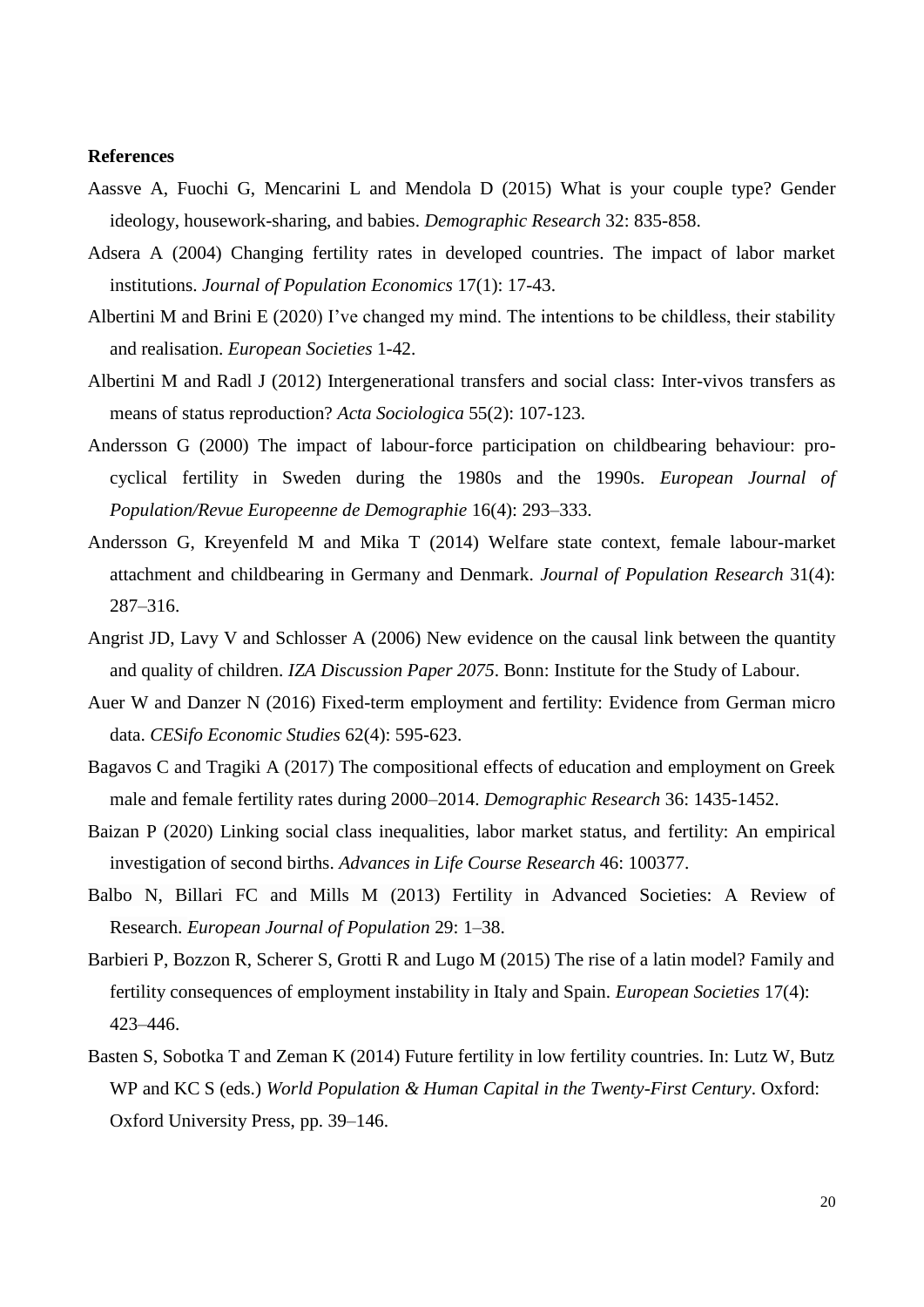**References**

Aassve A, Fuochi G, Mencarini L and Mendola D (2015) What is your couple type? Gender ideology, housework-sharing, and babies. *Demographic Research* 32: 835-858.

Adsera A (2004) Changing fertility rates in developed countries. The impact of labor market institutions. *Journal of Population Economics* 17(1): 17-43.

Albertini M and Brini E (2020) I've changed my mind. The intentions to be childless, their stability and realisation. *European Societies* 1-42.

Albertini M and Radl J (2012) Intergenerational transfers and social class: Inter-vivos transfers as means of status reproduction? *Acta Sociologica* 55(2): 107-123.

Andersson G (2000) The impact of labour-force participation on childbearing behaviour: pro-cyclical fertility in Sweden during the 1980s and the 1990s. *European Journal of Population/Revue Europeenne de Demographie* 16(4): 293–333.

Andersson G, Kreyenfeld M and Mika T (2014) Welfare state context, female labour-market attachment and childbearing in Germany and Denmark. *Journal of Population Research* 31(4): 287–316.

Angrist JD, Lavy V and Schlosser A (2006) New evidence on the causal link between the quantity and quality of children. *IZA Discussion Paper 2075*. Bonn: Institute for the Study of Labour.

Auer W and Danzer N (2016) Fixed-term employment and fertility: Evidence from German micro data. *CESifo Economic Studies* 62(4): 595-623.

Bagavos C and Tragiki A (2017) The compositional effects of education and employment on Greek male and female fertility rates during 2000–2014. *Demographic Research* 36: 1435-1452.

Baizan P (2020) Linking social class inequalities, labor market status, and fertility: An empirical investigation of second births. *Advances in Life Course Research* 46: 100377.

Balbo N, Billari FC and Mills M (2013) Fertility in Advanced Societies: A Review of Research. *European Journal of Population* 29: 1–38.

Barbieri P, Bozzon R, Scherer S, Grotti R and Lugo M (2015) The rise of a latin model? Family and fertility consequences of employment instability in Italy and Spain. *European Societies* 17(4): 423–446.

Basten S, Sobotka T and Zeman K (2014) Future fertility in low fertility countries. In: Lutz W, Butz WP and KC S (eds.) *World Population & Human Capital in the Twenty-First Century*. Oxford: Oxford University Press, pp. 39–146.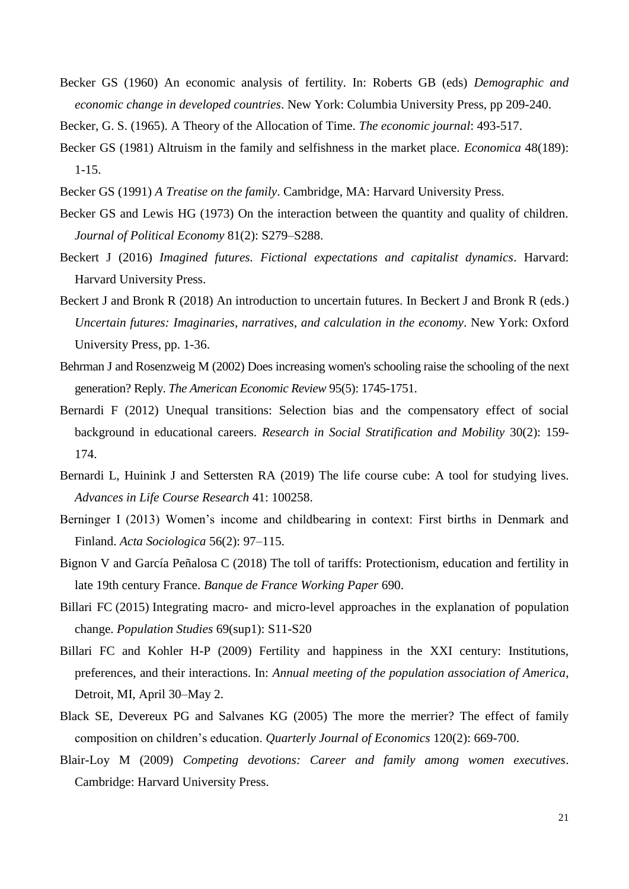Becker GS (1960) An economic analysis of fertility. In: Roberts GB (eds) *Demographic and economic change in developed countries*. New York: Columbia University Press, pp 209-240.

Becker, G. S. (1965). A Theory of the Allocation of Time. *The economic journal*: 493-517.

Becker GS (1981) Altruism in the family and selfishness in the market place. *Economica* 48(189): 1-15.

Becker GS (1991) *A Treatise on the family*. Cambridge, MA: Harvard University Press.

Becker GS and Lewis HG (1973) On the interaction between the quantity and quality of children. *Journal of Political Economy* 81(2): S279–S288.

Beckert J (2016) *Imagined futures. Fictional expectations and capitalist dynamics*. Harvard: Harvard University Press.

Beckert J and Bronk R (2018) An introduction to uncertain futures. In Beckert J and Bronk R (eds.) *Uncertain futures: Imaginaries, narratives, and calculation in the economy*. New York: Oxford University Press, pp. 1-36.

Behrman J and Rosenzweig M (2002) Does increasing women's schooling raise the schooling of the next generation? Reply. *The American Economic Review* 95(5): 1745-1751.

Bernardi F (2012) Unequal transitions: Selection bias and the compensatory effect of social background in educational careers. *Research in Social Stratification and Mobility* 30(2): 159-174.

Bernardi L, Huinink J and Settersten RA (2019) The life course cube: A tool for studying lives. *Advances in Life Course Research* 41: 100258.

Berninger I (2013) Women's income and childbearing in context: First births in Denmark and Finland. *Acta Sociologica* 56(2): 97–115.

Bignon V and García Peñalosa C (2018) The toll of tariffs: Protectionism, education and fertility in late 19th century France. *Banque de France Working Paper* 690.

Billari FC (2015) Integrating macro- and micro-level approaches in the explanation of population change. *Population Studies* 69(sup1): S11-S20

Billari FC and Kohler H-P (2009) Fertility and happiness in the XXI century: Institutions, preferences, and their interactions. In: *Annual meeting of the population association of America*, Detroit, MI, April 30–May 2.

Black SE, Devereux PG and Salvanes KG (2005) The more the merrier? The effect of family composition on children's education. *Quarterly Journal of Economics* 120(2): 669-700.

Blair-Loy M (2009) *Competing devotions: Career and family among women executives*. Cambridge: Harvard University Press.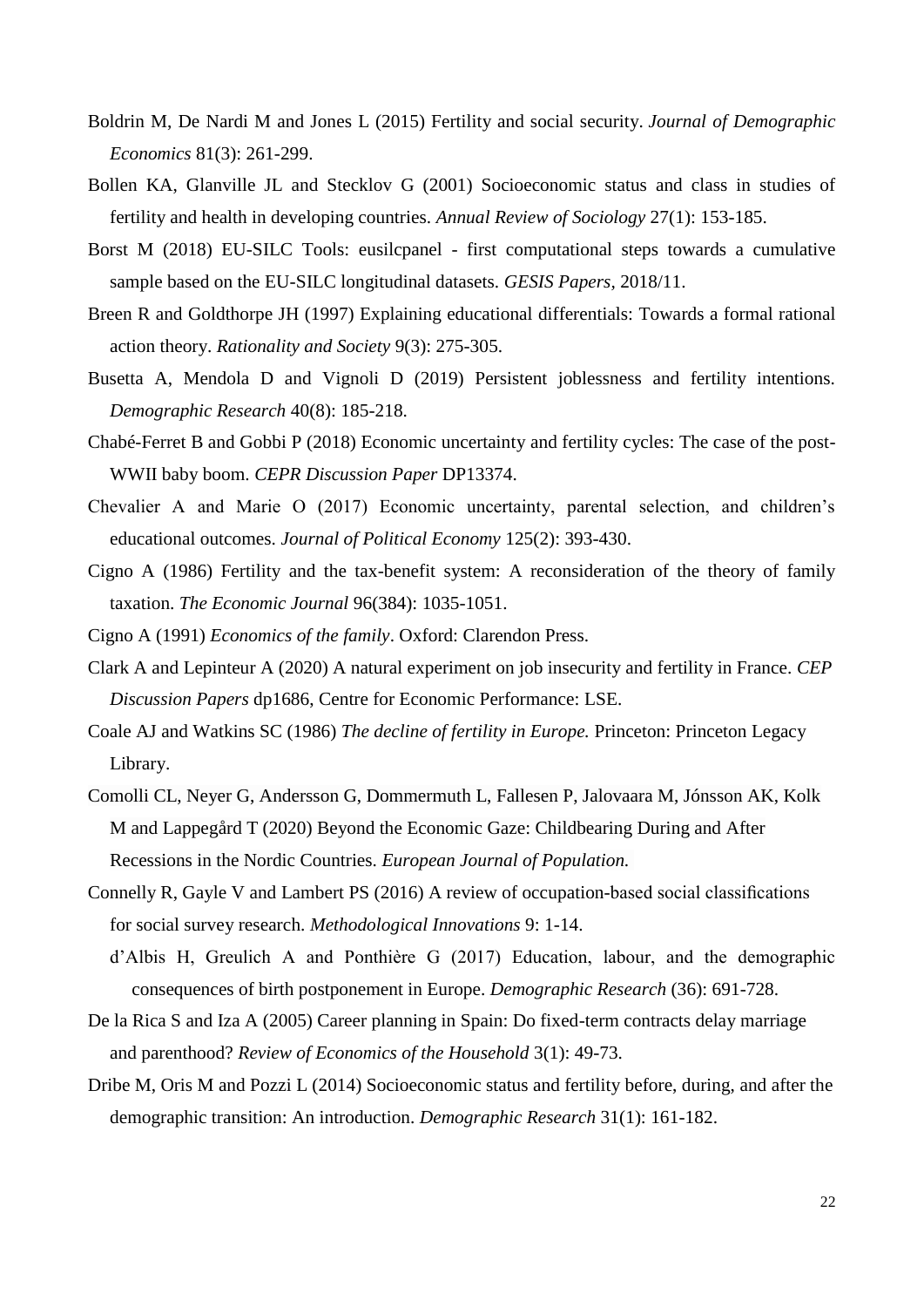Boldrin M, De Nardi M and Jones L (2015) Fertility and social security. *Journal of Demographic Economics* 81(3): 261-299.

Bollen KA, Glanville JL and Stecklov G (2001) Socioeconomic status and class in studies of fertility and health in developing countries. *Annual Review of Sociology* 27(1): 153-185.

Borst M (2018) EU-SILC Tools: eusilcpanel - first computational steps towards a cumulative sample based on the EU-SILC longitudinal datasets. *GESIS Papers*, 2018/11.

Breen R and Goldthorpe JH (1997) Explaining educational differentials: Towards a formal rational action theory. *Rationality and Society* 9(3): 275-305.

Busetta A, Mendola D and Vignoli D (2019) Persistent joblessness and fertility intentions. *Demographic Research* 40(8): 185-218.

Chabé-Ferret B and Gobbi P (2018) Economic uncertainty and fertility cycles: The case of the post-WWII baby boom. *CEPR Discussion Paper* DP13374.

Chevalier A and Marie O (2017) Economic uncertainty, parental selection, and children's educational outcomes. *Journal of Political Economy* 125(2): 393-430.

Cigno A (1986) Fertility and the tax-benefit system: A reconsideration of the theory of family taxation. *The Economic Journal* 96(384): 1035-1051.

Cigno A (1991) *Economics of the family*. Oxford: Clarendon Press.

Clark A and Lepinteur A (2020) A natural experiment on job insecurity and fertility in France. *CEP Discussion Papers* dp1686, Centre for Economic Performance: LSE.

Coale AJ and Watkins SC (1986) *The decline of fertility in Europe.* Princeton: Princeton Legacy Library.

Comolli CL, Neyer G, Andersson G, Dommermuth L, Fallesen P, Jalovaara M, Jónsson AK, Kolk M and Lappegård T (2020) Beyond the Economic Gaze: Childbearing During and After Recessions in the Nordic Countries. *European Journal of Population.*

Connelly R, Gayle V and Lambert PS (2016) A review of occupation-based social classifications for social survey research. *Methodological Innovations* 9: 1-14.

d'Albis H, Greulich A and Ponthière G (2017) Education, labour, and the demographic consequences of birth postponement in Europe. *Demographic Research* (36): 691-728.

De la Rica S and Iza A (2005) Career planning in Spain: Do fixed-term contracts delay marriage and parenthood? *Review of Economics of the Household* 3(1): 49-73.

Dribe M, Oris M and Pozzi L (2014) Socioeconomic status and fertility before, during, and after the demographic transition: An introduction. *Demographic Research* 31(1): 161-182.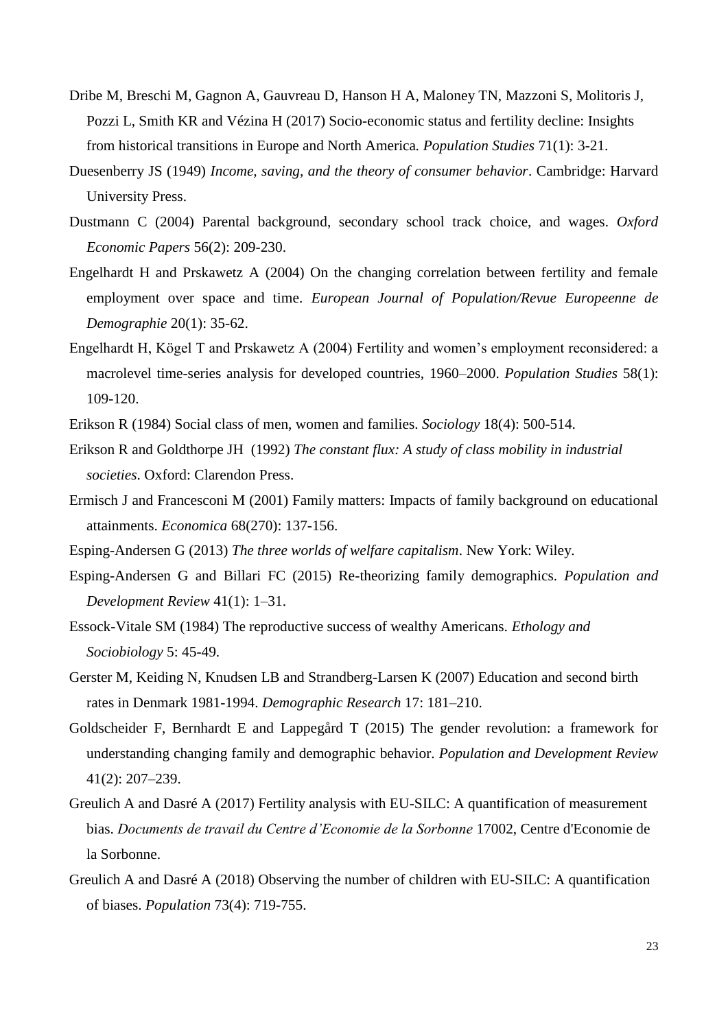Dribe M, Breschi M, Gagnon A, Gauvreau D, Hanson H A, Maloney TN, Mazzoni S, Molitoris J, Pozzi L, Smith KR and Vézina H (2017) Socio-economic status and fertility decline: Insights from historical transitions in Europe and North America. *Population Studies* 71(1): 3-21.

Duesenberry JS (1949) *Income, saving, and the theory of consumer behavior*. Cambridge: Harvard University Press.

Dustmann C (2004) Parental background, secondary school track choice, and wages. *Oxford Economic Papers* 56(2): 209-230.

Engelhardt H and Prskawetz A (2004) On the changing correlation between fertility and female employment over space and time. *European Journal of Population/Revue Europeenne de Demographie* 20(1): 35-62.

Engelhardt H, Kögel T and Prskawetz A (2004) Fertility and women's employment reconsidered: a macrolevel time-series analysis for developed countries, 1960–2000. *Population Studies* 58(1): 109-120.

Erikson R (1984) Social class of men, women and families. *Sociology* 18(4): 500-514.

Erikson R and Goldthorpe JH (1992) *The constant flux: A study of class mobility in industrial societies*. Oxford: Clarendon Press.

Ermisch J and Francesconi M (2001) Family matters: Impacts of family background on educational attainments. *Economica* 68(270): 137-156.

Esping-Andersen G (2013) *The three worlds of welfare capitalism*. New York: Wiley.

Esping-Andersen G and Billari FC (2015) Re-theorizing family demographics. *Population and Development Review* 41(1): 1–31.

Essock-Vitale SM (1984) The reproductive success of wealthy Americans. *Ethology and Sociobiology* 5: 45-49.

Gerster M, Keiding N, Knudsen LB and Strandberg-Larsen K (2007) Education and second birth rates in Denmark 1981-1994. *Demographic Research* 17: 181–210.

Goldscheider F, Bernhardt E and Lappegård T (2015) The gender revolution: a framework for understanding changing family and demographic behavior. *Population and Development Review* 41(2): 207–239.

Greulich A and Dasré A (2017) Fertility analysis with EU-SILC: A quantification of measurement bias. *Documents de travail du Centre d'Economie de la Sorbonne* 17002, Centre d'Economie de la Sorbonne.

Greulich A and Dasré A (2018) Observing the number of children with EU-SILC: A quantification of biases. *Population* 73(4): 719-755.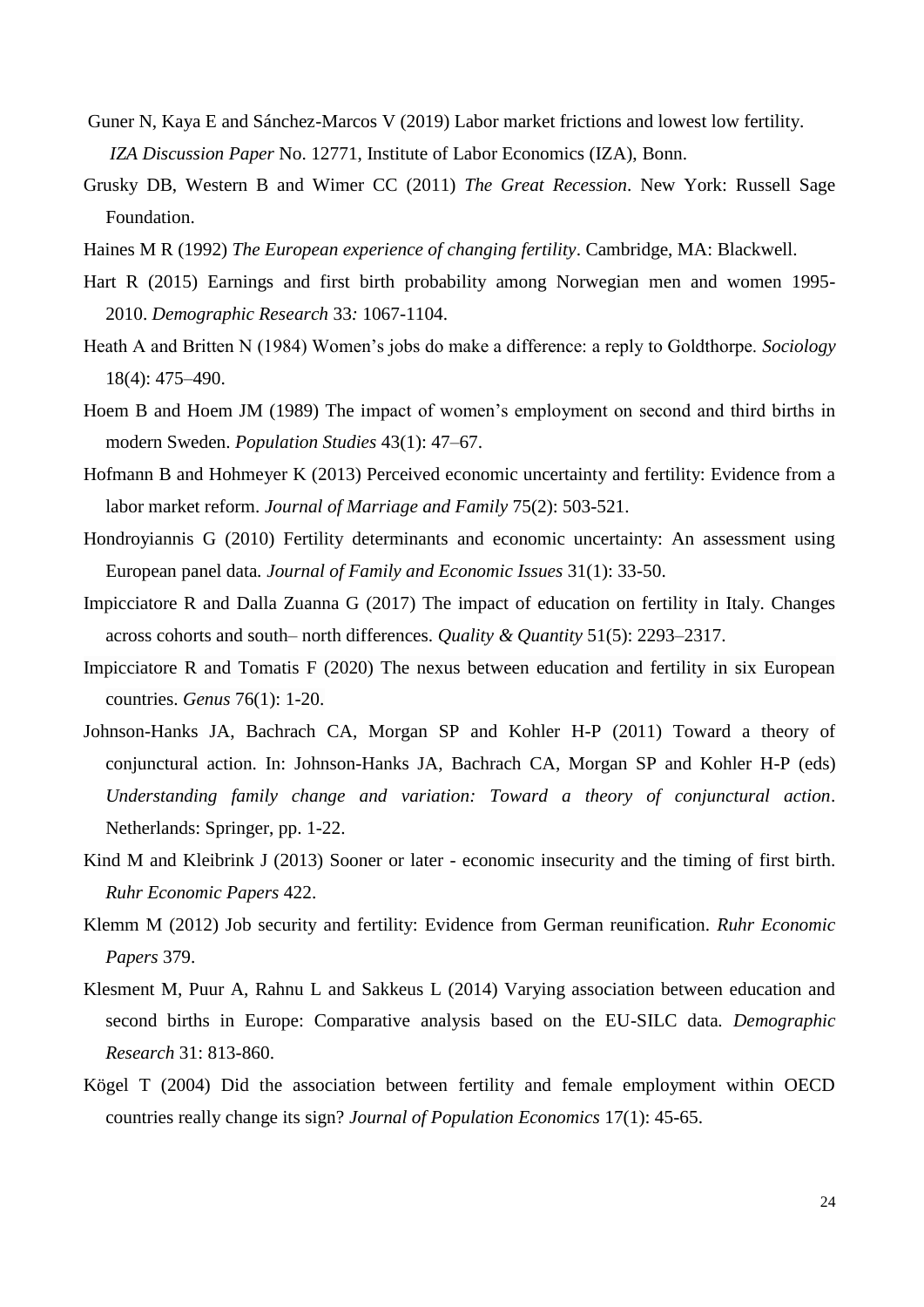Guner N, Kaya E and Sánchez-Marcos V (2019) Labor market frictions and lowest low fertility. *IZA Discussion Paper* No. 12771, Institute of Labor Economics (IZA), Bonn.

Grusky DB, Western B and Wimer CC (2011) *The Great Recession*. New York: Russell Sage Foundation.

Haines M R (1992) *The European experience of changing fertility*. Cambridge, MA: Blackwell.

Hart R (2015) Earnings and first birth probability among Norwegian men and women 1995-2010. *Demographic Research* 33*:* 1067-1104.

Heath A and Britten N (1984) Women's jobs do make a difference: a reply to Goldthorpe. *Sociology* 18(4): 475–490.

Hoem B and Hoem JM (1989) The impact of women's employment on second and third births in modern Sweden. *Population Studies* 43(1): 47–67.

Hofmann B and Hohmeyer K (2013) Perceived economic uncertainty and fertility: Evidence from a labor market reform. *Journal of Marriage and Family* 75(2): 503-521.

Hondroyiannis G (2010) Fertility determinants and economic uncertainty: An assessment using European panel data. *Journal of Family and Economic Issues* 31(1): 33-50.

Impicciatore R and Dalla Zuanna G (2017) The impact of education on fertility in Italy. Changes across cohorts and south– north differences. *Quality & Quantity* 51(5): 2293–2317.

Impicciatore R and Tomatis F (2020) The nexus between education and fertility in six European countries. *Genus* 76(1): 1-20.

Johnson-Hanks JA, Bachrach CA, Morgan SP and Kohler H-P (2011) Toward a theory of conjunctural action. In: Johnson-Hanks JA, Bachrach CA, Morgan SP and Kohler H-P (eds) *Understanding family change and variation: Toward a theory of conjunctural action*. Netherlands: Springer, pp. 1-22.

Kind M and Kleibrink J (2013) Sooner or later - economic insecurity and the timing of first birth. *Ruhr Economic Papers* 422.

Klemm M (2012) Job security and fertility: Evidence from German reunification. *Ruhr Economic Papers* 379.

Klesment M, Puur A, Rahnu L and Sakkeus L (2014) Varying association between education and second births in Europe: Comparative analysis based on the EU-SILC data. *Demographic Research* 31: 813-860.

Kögel T (2004) Did the association between fertility and female employment within OECD countries really change its sign? *Journal of Population Economics* 17(1): 45-65.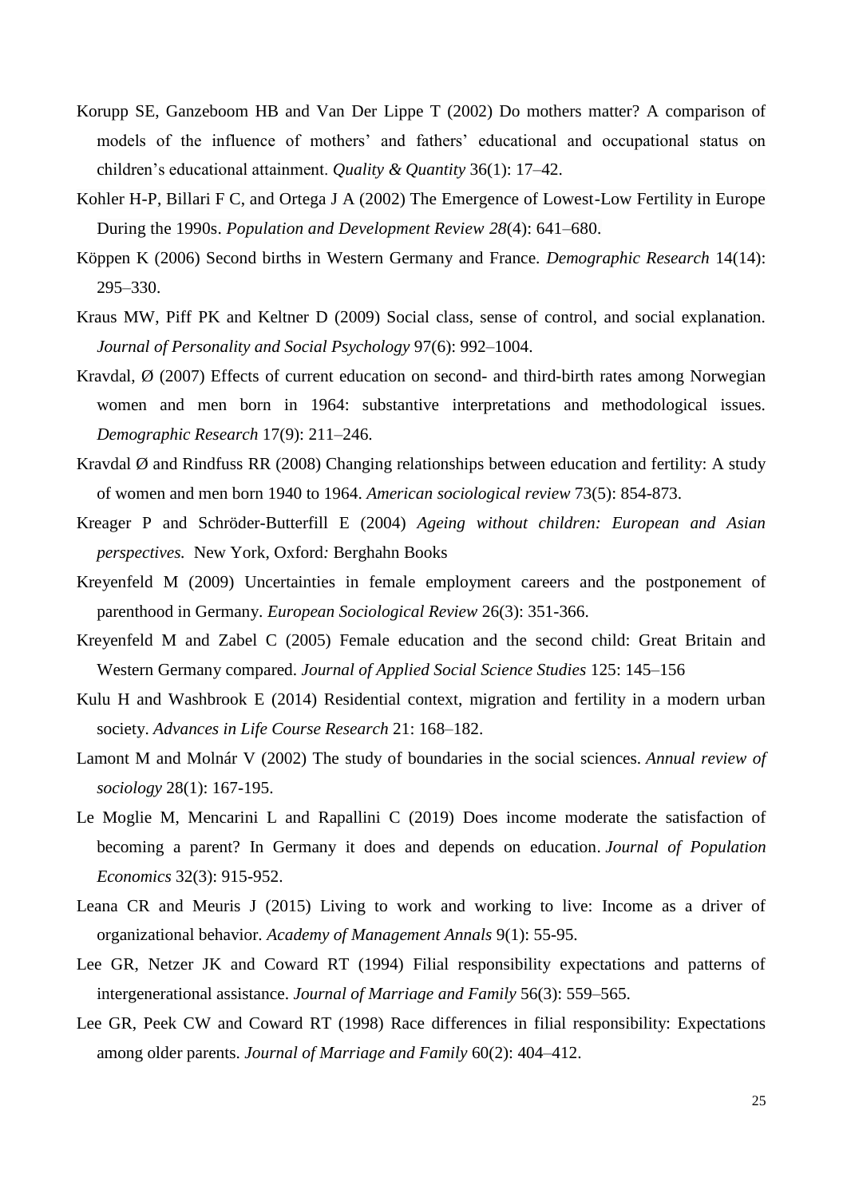Korupp SE, Ganzeboom HB and Van Der Lippe T (2002) Do mothers matter? A comparison of models of the influence of mothers' and fathers' educational and occupational status on children's educational attainment. *Quality & Quantity* 36(1): 17–42.

Kohler H-P, Billari F C, and Ortega J A (2002) The Emergence of Lowest-Low Fertility in Europe During the 1990s. *Population and Development Review 28*(4): 641–680.

Köppen K (2006) Second births in Western Germany and France. *Demographic Research* 14(14): 295–330.

Kraus MW, Piff PK and Keltner D (2009) Social class, sense of control, and social explanation. *Journal of Personality and Social Psychology* 97(6): 992–1004.

Kravdal, Ø (2007) Effects of current education on second- and third-birth rates among Norwegian women and men born in 1964: substantive interpretations and methodological issues. *Demographic Research* 17(9): 211–246.

Kravdal Ø and Rindfuss RR (2008) Changing relationships between education and fertility: A study of women and men born 1940 to 1964. *American sociological review* 73(5): 854-873.

Kreager P and Schröder-Butterfill E (2004) *Ageing without children: European and Asian perspectives.* New York, Oxford*:* Berghahn Books

Kreyenfeld M (2009) Uncertainties in female employment careers and the postponement of parenthood in Germany. *European Sociological Review* 26(3): 351-366.

Kreyenfeld M and Zabel C (2005) Female education and the second child: Great Britain and Western Germany compared. *Journal of Applied Social Science Studies* 125: 145–156

Kulu H and Washbrook E (2014) Residential context, migration and fertility in a modern urban society. *Advances in Life Course Research* 21: 168–182.

Lamont M and Molnár V (2002) The study of boundaries in the social sciences. *Annual review of sociology* 28(1): 167-195.

Le Moglie M, Mencarini L and Rapallini C (2019) Does income moderate the satisfaction of becoming a parent? In Germany it does and depends on education. *Journal of Population Economics* 32(3): 915-952.

Leana CR and Meuris J (2015) Living to work and working to live: Income as a driver of organizational behavior. *Academy of Management Annals* 9(1): 55-95.

Lee GR, Netzer JK and Coward RT (1994) Filial responsibility expectations and patterns of intergenerational assistance. *Journal of Marriage and Family* 56(3): 559–565.

Lee GR, Peek CW and Coward RT (1998) Race differences in filial responsibility: Expectations among older parents. *Journal of Marriage and Family* 60(2): 404–412.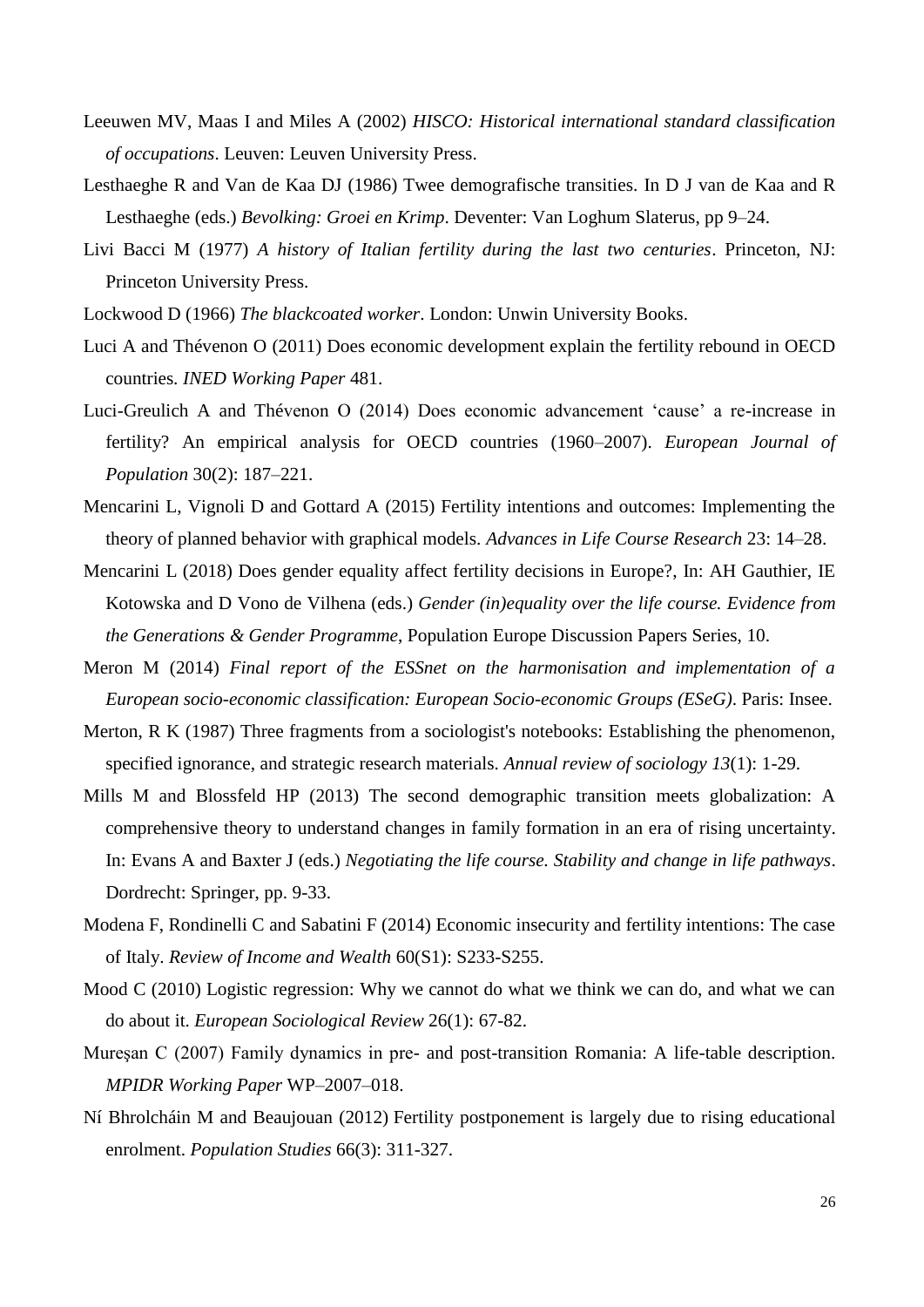Leeuwen MV, Maas I and Miles A (2002) *HISCO: Historical international standard classification of occupations*. Leuven: Leuven University Press.

Lesthaeghe R and Van de Kaa DJ (1986) Twee demografische transities. In D J van de Kaa and R Lesthaeghe (eds.) *Bevolking: Groei en Krimp*. Deventer: Van Loghum Slaterus, pp 9–24.

Livi Bacci M (1977) *A history of Italian fertility during the last two centuries*. Princeton, NJ: Princeton University Press.

Lockwood D (1966) *The blackcoated worker*. London: Unwin University Books.

Luci A and Thévenon O (2011) Does economic development explain the fertility rebound in OECD countries. *INED Working Paper* 481.

Luci-Greulich A and Thévenon O (2014) Does economic advancement 'cause' a re-increase in fertility? An empirical analysis for OECD countries (1960–2007). *European Journal of Population* 30(2): 187–221.

Mencarini L, Vignoli D and Gottard A (2015) Fertility intentions and outcomes: Implementing the theory of planned behavior with graphical models. *Advances in Life Course Research* 23: 14–28.

Mencarini L (2018) Does gender equality affect fertility decisions in Europe?, In: AH Gauthier, IE Kotowska and D Vono de Vilhena (eds.) *Gender (in)equality over the life course. Evidence from the Generations & Gender Programme*, Population Europe Discussion Papers Series, 10.

Meron M (2014) *Final report of the ESSnet on the harmonisation and implementation of a European socio-economic classification: European Socio-economic Groups (ESeG)*. Paris: Insee.

Merton, R K (1987) Three fragments from a sociologist's notebooks: Establishing the phenomenon, specified ignorance, and strategic research materials. *Annual review of sociology 13*(1): 1-29.

Mills M and Blossfeld HP (2013) The second demographic transition meets globalization: A comprehensive theory to understand changes in family formation in an era of rising uncertainty. In: Evans A and Baxter J (eds.) *Negotiating the life course. Stability and change in life pathways*. Dordrecht: Springer, pp. 9-33.

Modena F, Rondinelli C and Sabatini F (2014) Economic insecurity and fertility intentions: The case of Italy. *Review of Income and Wealth* 60(S1): S233-S255.

Mood C (2010) Logistic regression: Why we cannot do what we think we can do, and what we can do about it. *European Sociological Review* 26(1): 67-82.

Mureşan C (2007) Family dynamics in pre- and post-transition Romania: A life-table description. *MPIDR Working Paper* WP–2007–018.

Ní Bhrolcháin M and Beaujouan (2012) Fertility postponement is largely due to rising educational enrolment. *Population Studies* 66(3): 311-327.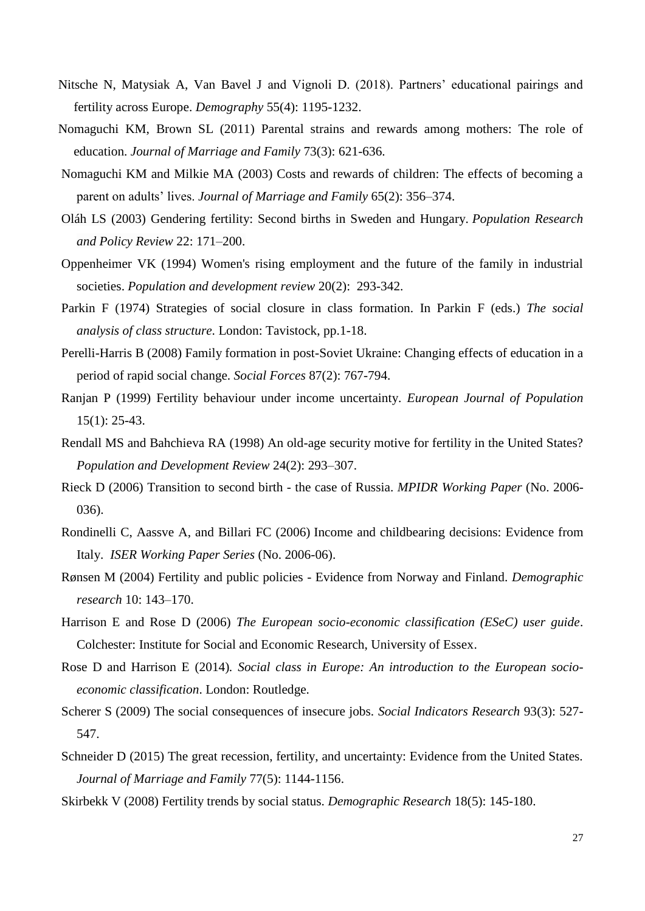Nitsche N, Matysiak A, Van Bavel J and Vignoli D. (2018). Partners' educational pairings and fertility across Europe. *Demography* 55(4): 1195-1232.

Nomaguchi KM, Brown SL (2011) Parental strains and rewards among mothers: The role of education. *Journal of Marriage and Family* 73(3): 621-636.

Nomaguchi KM and Milkie MA (2003) Costs and rewards of children: The effects of becoming a parent on adults' lives. *Journal of Marriage and Family* 65(2): 356–374.

Oláh LS (2003) Gendering fertility: Second births in Sweden and Hungary. *Population Research and Policy Review* 22: 171–200.

Oppenheimer VK (1994) Women's rising employment and the future of the family in industrial societies. *Population and development review* 20(2): 293-342.

Parkin F (1974) Strategies of social closure in class formation. In Parkin F (eds.) *The social analysis of class structure*. London: Tavistock, pp.1-18.

Perelli-Harris B (2008) Family formation in post-Soviet Ukraine: Changing effects of education in a period of rapid social change. *Social Forces* 87(2): 767-794.

Ranjan P (1999) Fertility behaviour under income uncertainty. *European Journal of Population* 15(1): 25-43.

Rendall MS and Bahchieva RA (1998) An old-age security motive for fertility in the United States? *Population and Development Review* 24(2): 293–307.

Rieck D (2006) Transition to second birth - the case of Russia. *MPIDR Working Paper* (No. 2006-036).

Rondinelli C, Aassve A, and Billari FC (2006) Income and childbearing decisions: Evidence from Italy. *ISER Working Paper Series* (No. 2006-06).

Rønsen M (2004) Fertility and public policies - Evidence from Norway and Finland. *Demographic research* 10: 143–170.

Harrison E and Rose D (2006) *The European socio-economic classification (ESeC) user guide*. Colchester: Institute for Social and Economic Research, University of Essex.

Rose D and Harrison E (2014). *Social class in Europe: An introduction to the European socio-economic classification*. London: Routledge.

Scherer S (2009) The social consequences of insecure jobs. *Social Indicators Research* 93(3): 527-547.

Schneider D (2015) The great recession, fertility, and uncertainty: Evidence from the United States. *Journal of Marriage and Family* 77(5): 1144-1156.

Skirbekk V (2008) Fertility trends by social status. *Demographic Research* 18(5): 145-180.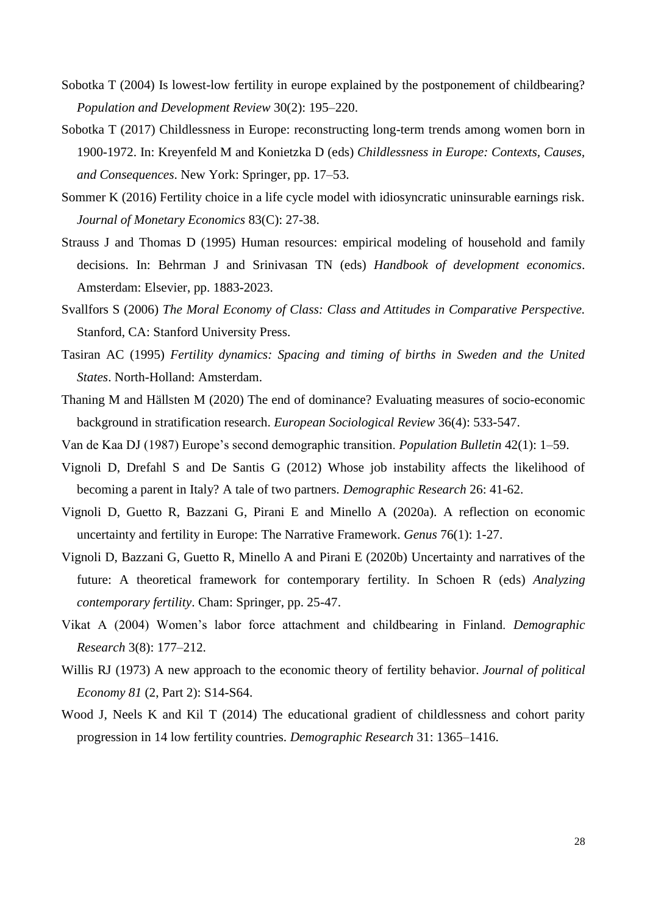Sobotka T (2004) Is lowest-low fertility in europe explained by the postponement of childbearing? *Population and Development Review* 30(2): 195–220.

Sobotka T (2017) Childlessness in Europe: reconstructing long-term trends among women born in 1900-1972. In: Kreyenfeld M and Konietzka D (eds) *Childlessness in Europe: Contexts, Causes, and Consequences*. New York: Springer, pp. 17–53.

Sommer K (2016) Fertility choice in a life cycle model with idiosyncratic uninsurable earnings risk. *Journal of Monetary Economics* 83(C): 27-38.

Strauss J and Thomas D (1995) Human resources: empirical modeling of household and family decisions. In: Behrman J and Srinivasan TN (eds) *Handbook of development economics*. Amsterdam: Elsevier, pp. 1883-2023.

Svallfors S (2006) *The Moral Economy of Class: Class and Attitudes in Comparative Perspective.* Stanford, CA: Stanford University Press.

Tasiran AC (1995) *Fertility dynamics: Spacing and timing of births in Sweden and the United States*. North-Holland: Amsterdam.

Thaning M and Hällsten M (2020) The end of dominance? Evaluating measures of socio-economic background in stratification research. *European Sociological Review* 36(4): 533-547.

Van de Kaa DJ (1987) Europe's second demographic transition. *Population Bulletin* 42(1): 1–59.

Vignoli D, Drefahl S and De Santis G (2012) Whose job instability affects the likelihood of becoming a parent in Italy? A tale of two partners. *Demographic Research* 26: 41-62.

Vignoli D, Guetto R, Bazzani G, Pirani E and Minello A (2020a). A reflection on economic uncertainty and fertility in Europe: The Narrative Framework. *Genus* 76(1): 1-27.

Vignoli D, Bazzani G, Guetto R, Minello A and Pirani E (2020b) Uncertainty and narratives of the future: A theoretical framework for contemporary fertility. In Schoen R (eds) *Analyzing contemporary fertility*. Cham: Springer, pp. 25-47.

Vikat A (2004) Women's labor force attachment and childbearing in Finland. *Demographic Research* 3(8): 177–212.

Willis RJ (1973) A new approach to the economic theory of fertility behavior. *Journal of political Economy 81* (2, Part 2): S14-S64.

Wood J, Neels K and Kil T (2014) The educational gradient of childlessness and cohort parity progression in 14 low fertility countries. *Demographic Research* 31: 1365–1416.